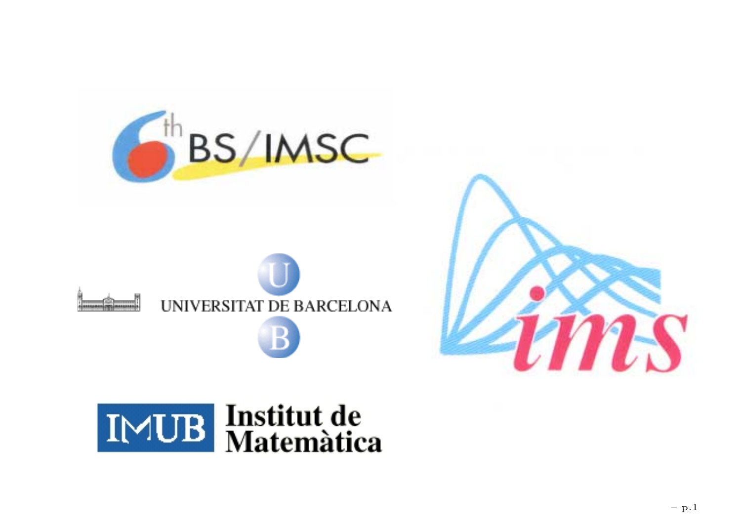6th BS/IMSC

UNIVERSITAT DE BARCELONA

IMUB Institut de Matemàtica

ims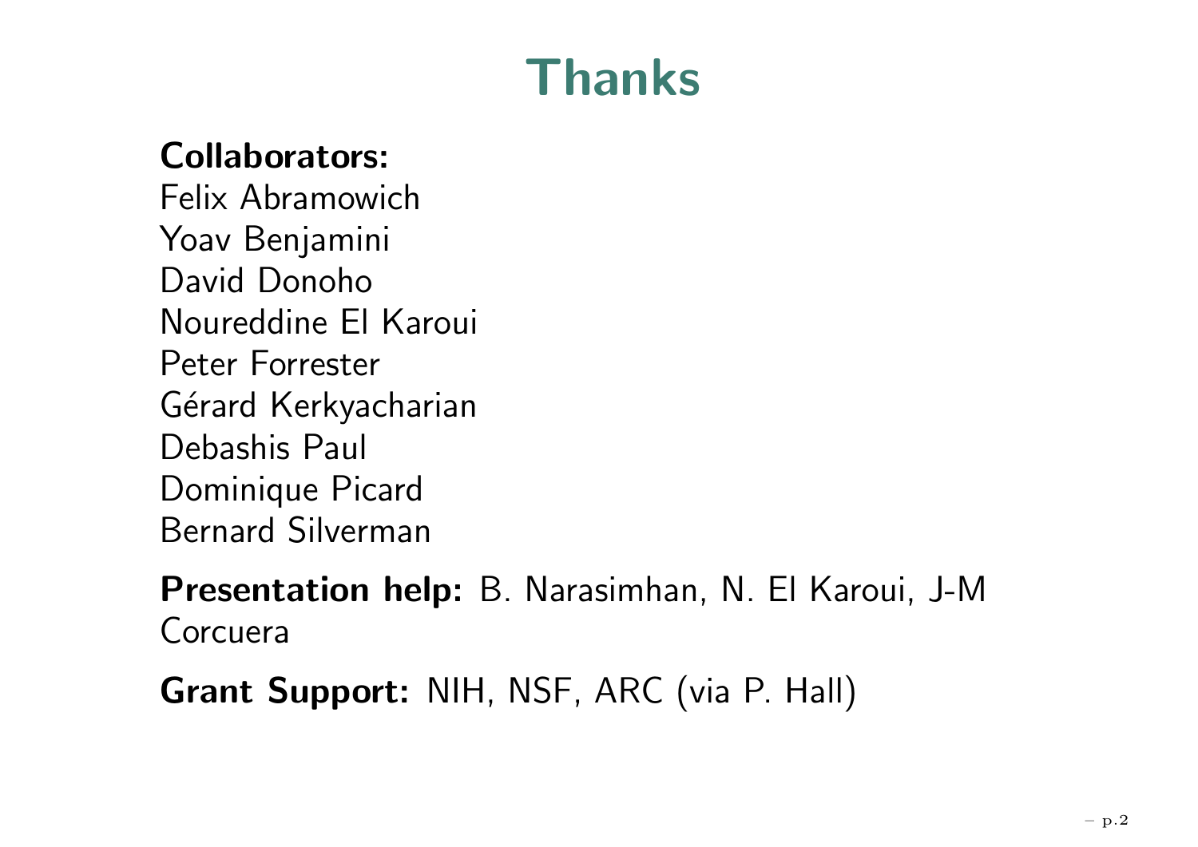# Thanks

**Collaborators:**
Felix Abramowich
Yoav Benjamini
David Donoho
Noureddine El Karoui
Peter Forrester
Gérard Kerkyacharian
Debashis Paul
Dominique Picard
Bernard Silverman

**Presentation help:** B. Narasimhan, N. El Karoui, J-M Corcuera

**Grant Support:** NIH, NSF, ARC (via P. Hall)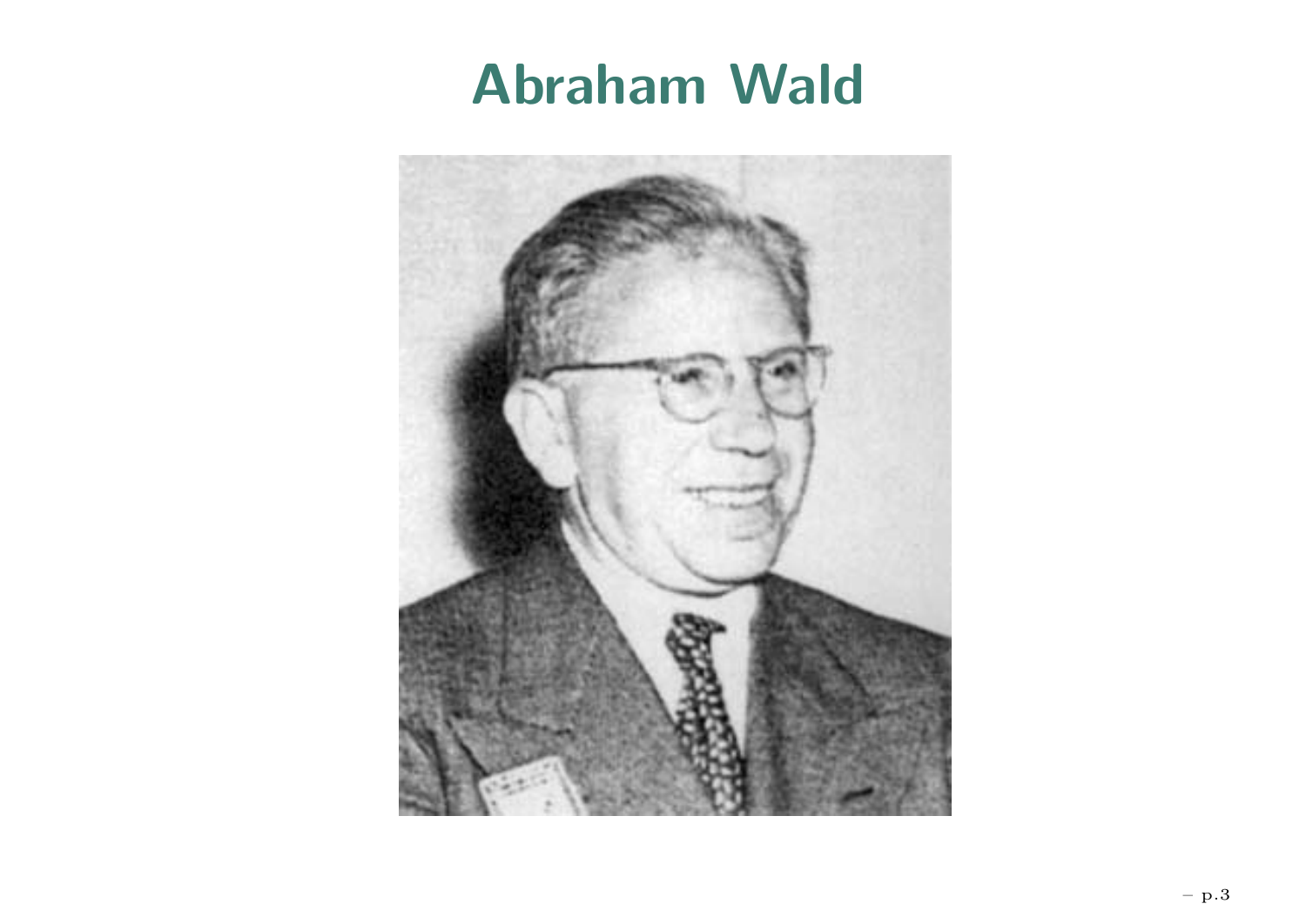# Abraham Wald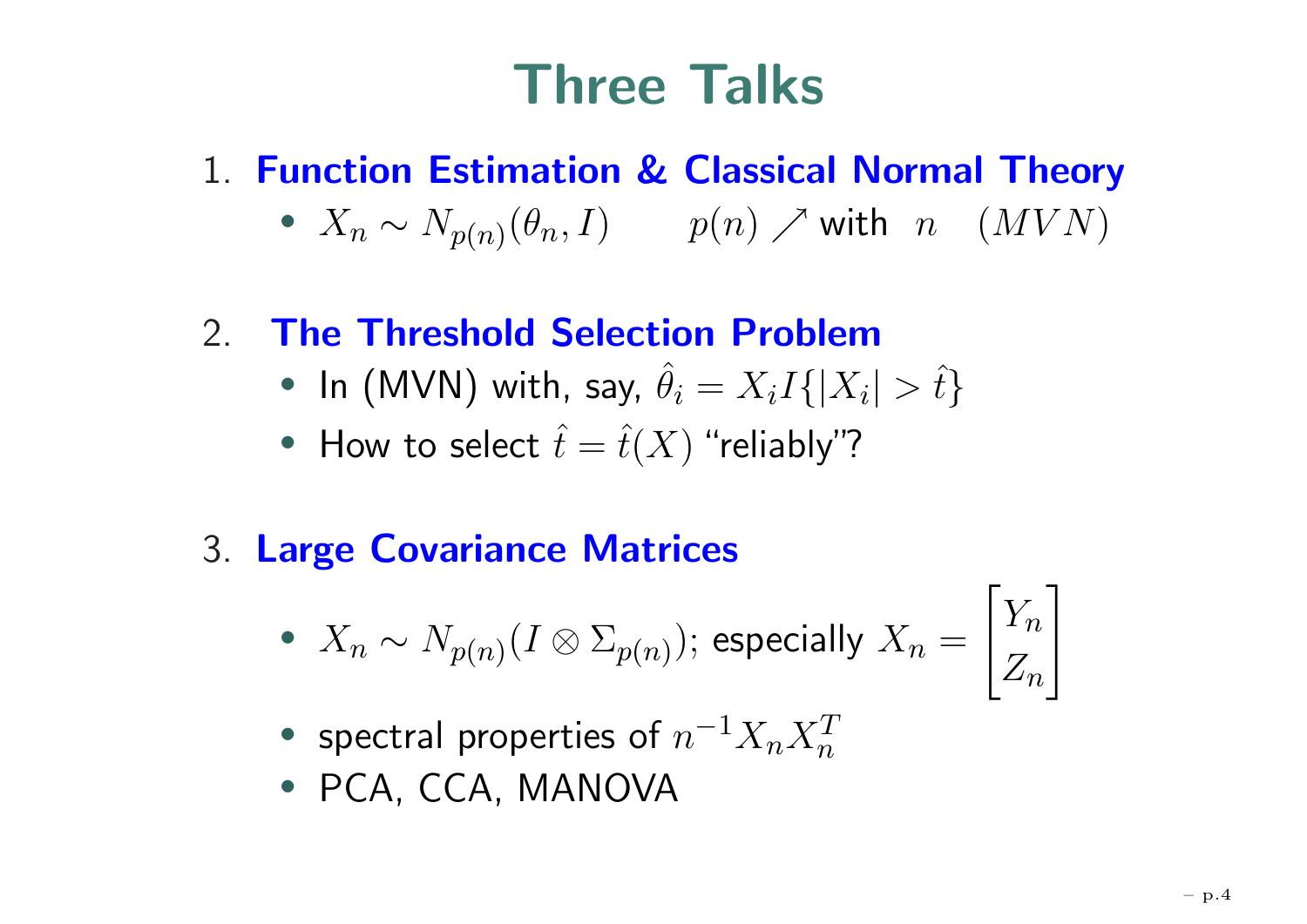# Three Talks

1. **Function Estimation & Classical Normal Theory**
   - $X_n \sim N_{p(n)}(\theta_n, I) \qquad p(n) \nearrow$ with $n \quad (MVN)$

2. **The Threshold Selection Problem**
   - In (MVN) with, say, $\hat{\theta}_i = X_i I\{|X_i| > \hat{t}\}$
   - How to select $\hat{t} = \hat{t}(X)$ "reliably"?

3. **Large Covariance Matrices**
   - $X_n \sim N_{p(n)}(I \otimes \Sigma_{p(n)})$; especially $X_n = \begin{bmatrix} Y_n \\ Z_n \end{bmatrix}$
   - spectral properties of $n^{-1} X_n X_n^T$
   - PCA, CCA, MANOVA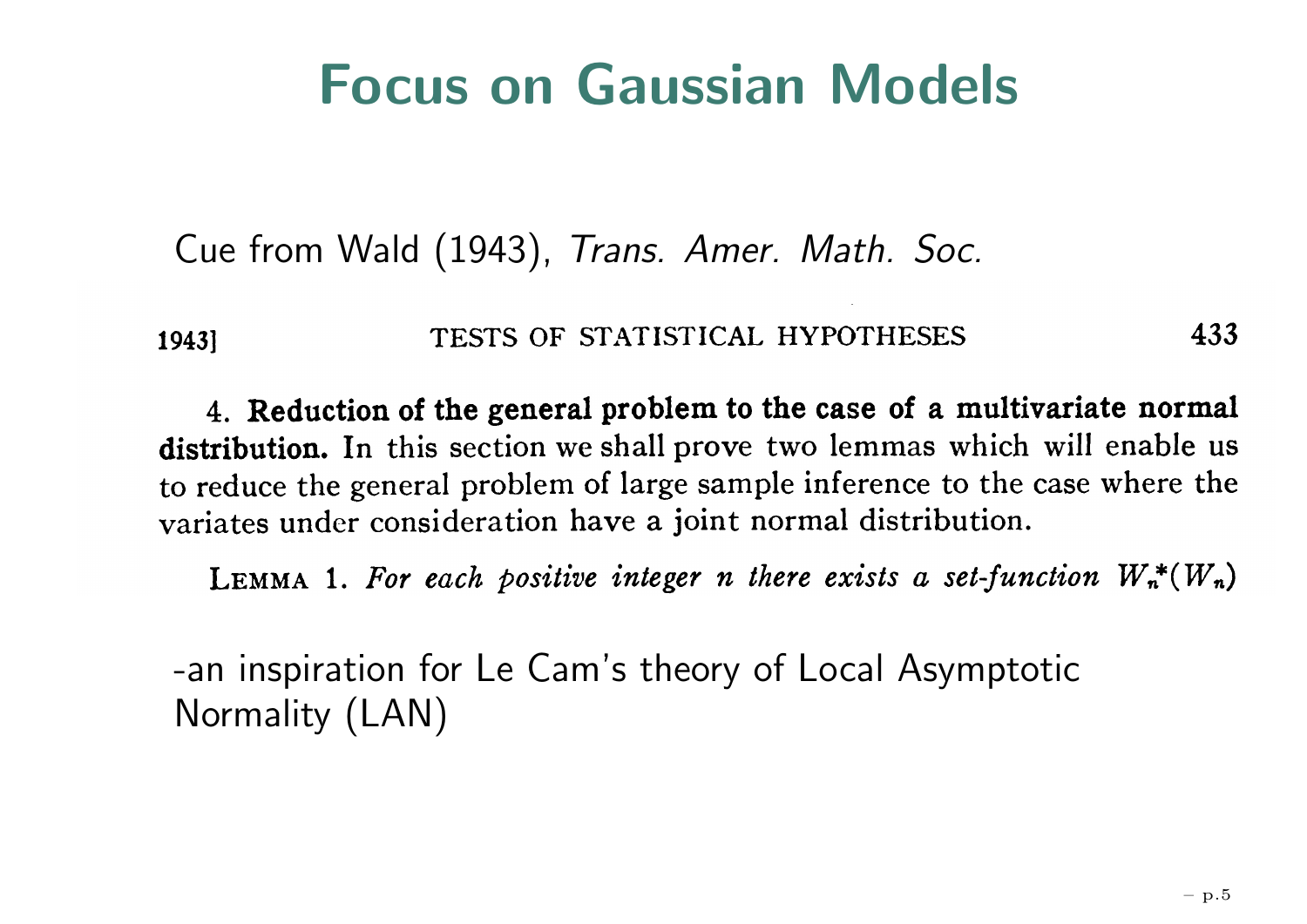# Focus on Gaussian Models

Cue from Wald (1943), *Trans. Amer. Math. Soc.*

1943] TESTS OF STATISTICAL HYPOTHESES 433

4. **Reduction of the general problem to the case of a multivariate normal distribution.** In this section we shall prove two lemmas which will enable us to reduce the general problem of large sample inference to the case where the variates under consideration have a joint normal distribution.

LEMMA 1. *For each positive integer $n$ there exists a set-function $W_n^*(W_n)$*

-an inspiration for Le Cam's theory of Local Asymptotic Normality (LAN)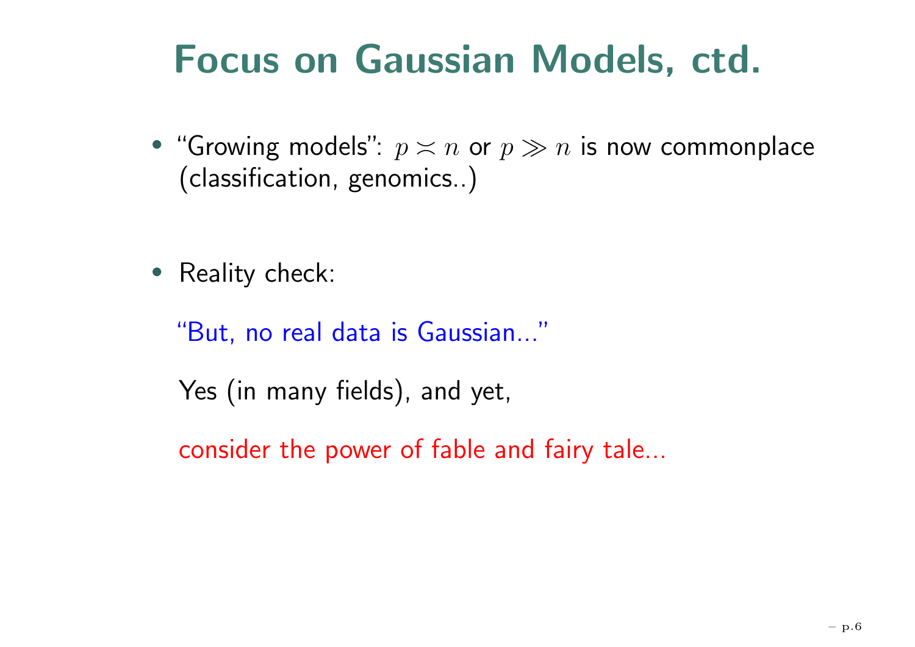# Focus on Gaussian Models, ctd.

- "Growing models": $p \asymp n$ or $p \gg n$ is now commonplace (classification, genomics..)

- Reality check:

  "But, no real data is Gaussian..."

  Yes (in many fields), and yet,

  consider the power of fable and fairy tale...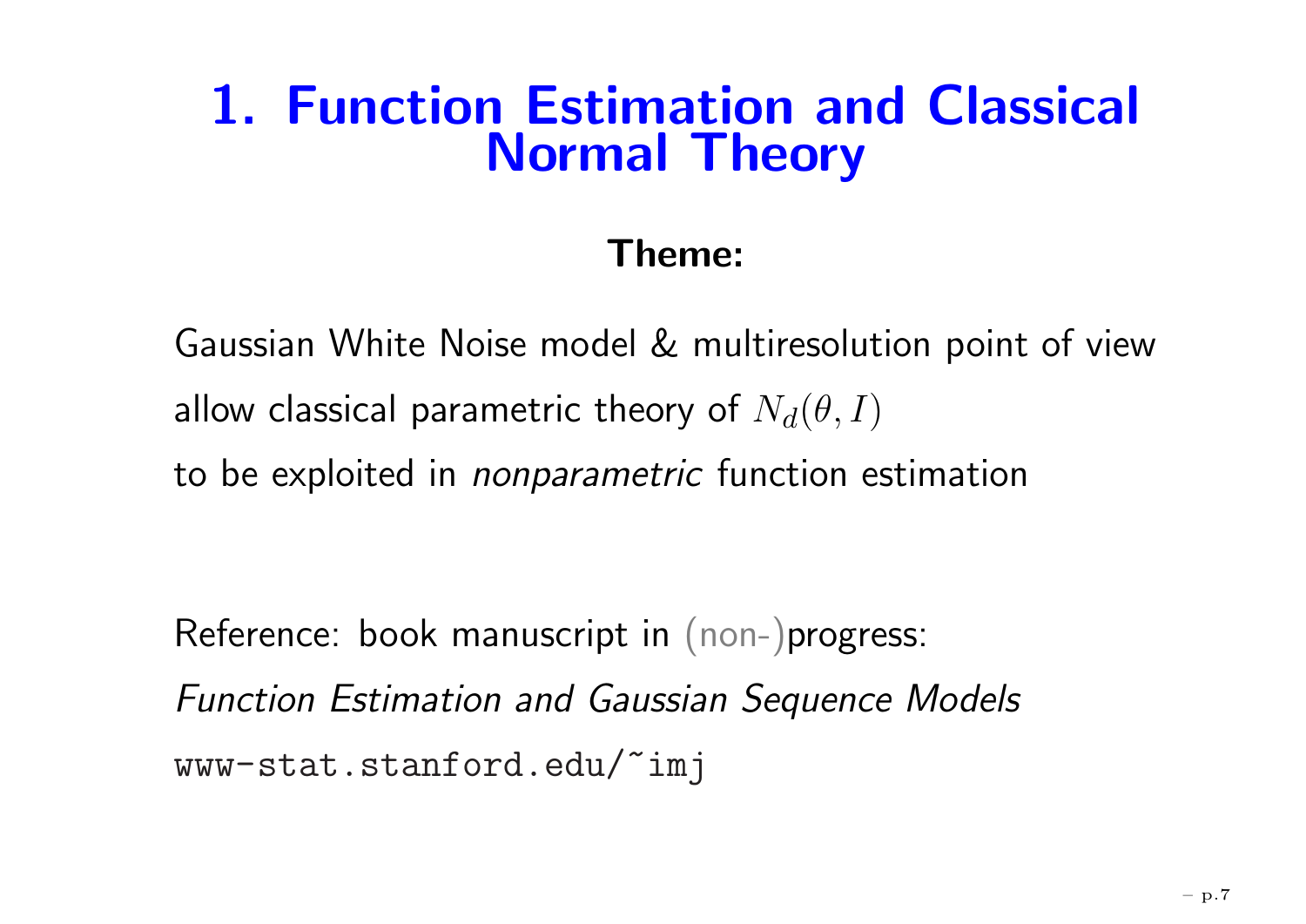# 1. Function Estimation and Classical Normal Theory

**Theme:**

Gaussian White Noise model & multiresolution point of view

allow classical parametric theory of $N_d(\theta, I)$

to be exploited in *nonparametric* function estimation

Reference: book manuscript in (non-)progress:

*Function Estimation and Gaussian Sequence Models*

`www-stat.stanford.edu/~imj`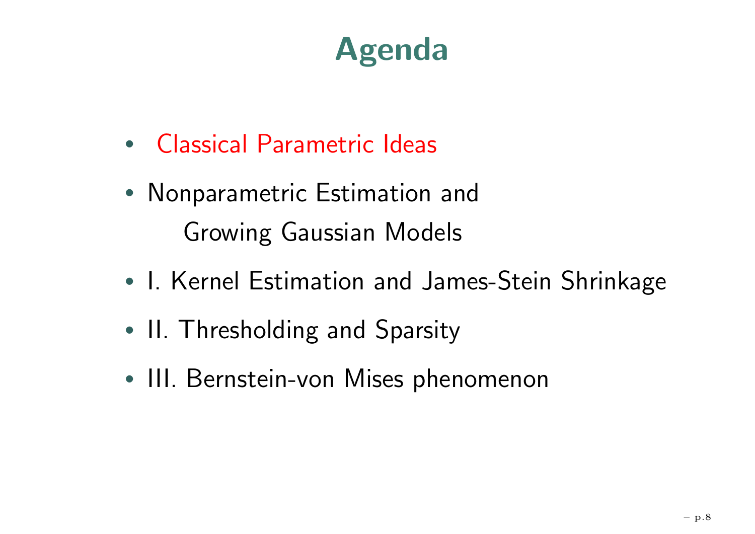# Agenda

- Classical Parametric Ideas
- Nonparametric Estimation and
  Growing Gaussian Models
- I. Kernel Estimation and James-Stein Shrinkage
- II. Thresholding and Sparsity
- III. Bernstein-von Mises phenomenon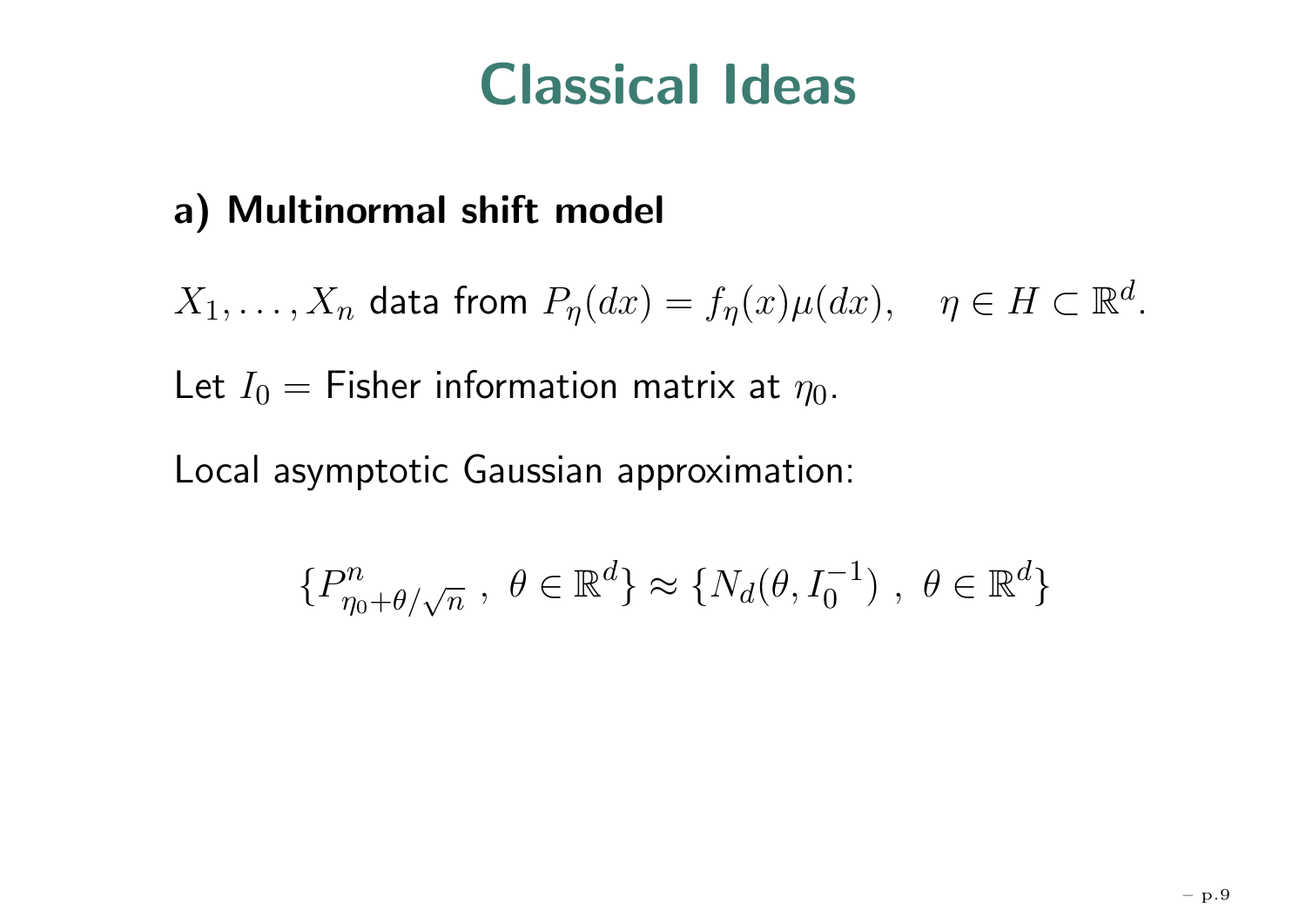# Classical Ideas

**a) Multinormal shift model**

$X_1, \ldots, X_n$ data from $P_\eta(dx) = f_\eta(x)\mu(dx), \quad \eta \in H \subset \mathbb{R}^d$.

Let $I_0 =$ Fisher information matrix at $\eta_0$.

Local asymptotic Gaussian approximation:

$$\{P^n_{\eta_0+\theta/\sqrt{n}}\ ,\ \theta \in \mathbb{R}^d\} \approx \{N_d(\theta, I_0^{-1})\ ,\ \theta \in \mathbb{R}^d\}$$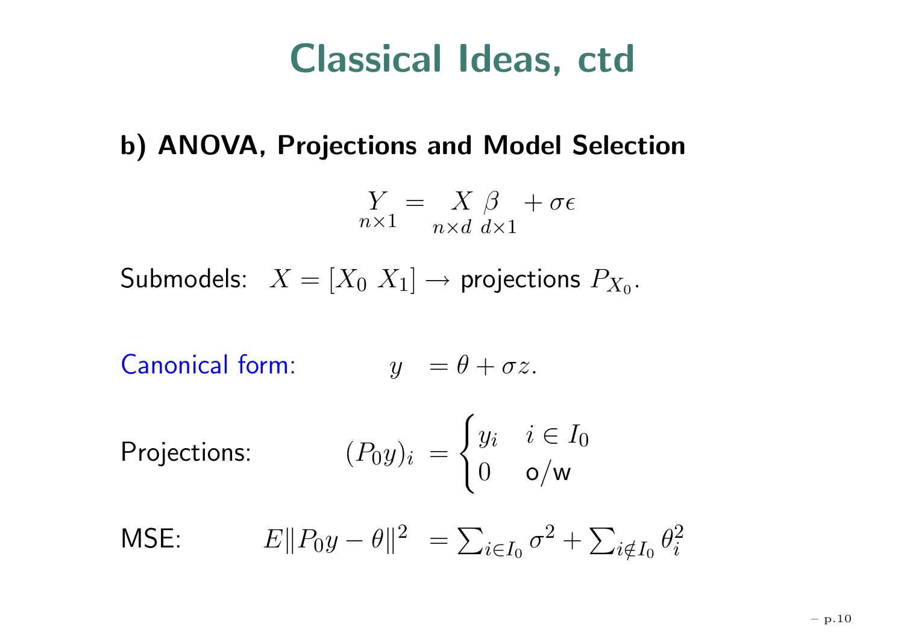# Classical Ideas, ctd

**b) ANOVA, Projections and Model Selection**

$$\underset{n\times 1}{Y} = \underset{n\times d}{X}\,\underset{d\times 1}{\beta} + \sigma\epsilon$$

Submodels: $X = [X_0\ X_1] \rightarrow$ projections $P_{X_0}$.

Canonical form: $\quad y = \theta + \sigma z.$

Projections: $\quad (P_0 y)_i = \begin{cases} y_i & i \in I_0 \\ 0 & \text{o/w} \end{cases}$

MSE: $\quad E\|P_0 y - \theta\|^2 = \sum_{i\in I_0} \sigma^2 + \sum_{i\notin I_0} \theta_i^2$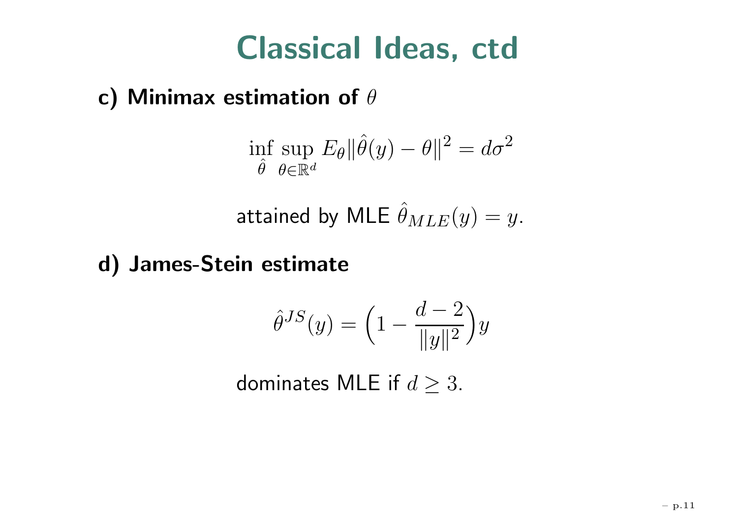# Classical Ideas, ctd

**c) Minimax estimation of $\theta$**

$$\inf_{\hat{\theta}} \sup_{\theta \in \mathbb{R}^d} E_\theta \|\hat{\theta}(y) - \theta\|^2 = d\sigma^2$$

attained by MLE $\hat{\theta}_{MLE}(y) = y$.

**d) James-Stein estimate**

$$\hat{\theta}^{JS}(y) = \Big(1 - \frac{d-2}{\|y\|^2}\Big) y$$

dominates MLE if $d \geq 3$.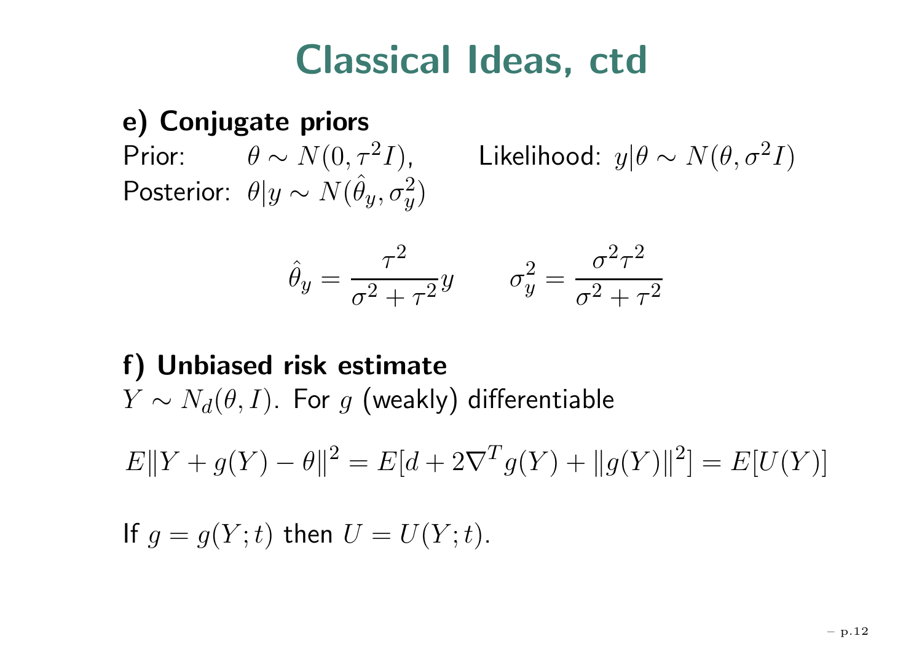# Classical Ideas, ctd

**e) Conjugate priors**

Prior: $\theta \sim N(0, \tau^2 I)$, Likelihood: $y|\theta \sim N(\theta, \sigma^2 I)$

Posterior: $\theta|y \sim N(\hat{\theta}_y, \sigma_y^2)$

$$\hat{\theta}_y = \frac{\tau^2}{\sigma^2 + \tau^2} y \qquad \sigma_y^2 = \frac{\sigma^2 \tau^2}{\sigma^2 + \tau^2}$$

**f) Unbiased risk estimate**

$Y \sim N_d(\theta, I)$. For $g$ (weakly) differentiable

$$E\|Y + g(Y) - \theta\|^2 = E[d + 2\nabla^T g(Y) + \|g(Y)\|^2] = E[U(Y)]$$

If $g = g(Y; t)$ then $U = U(Y; t)$.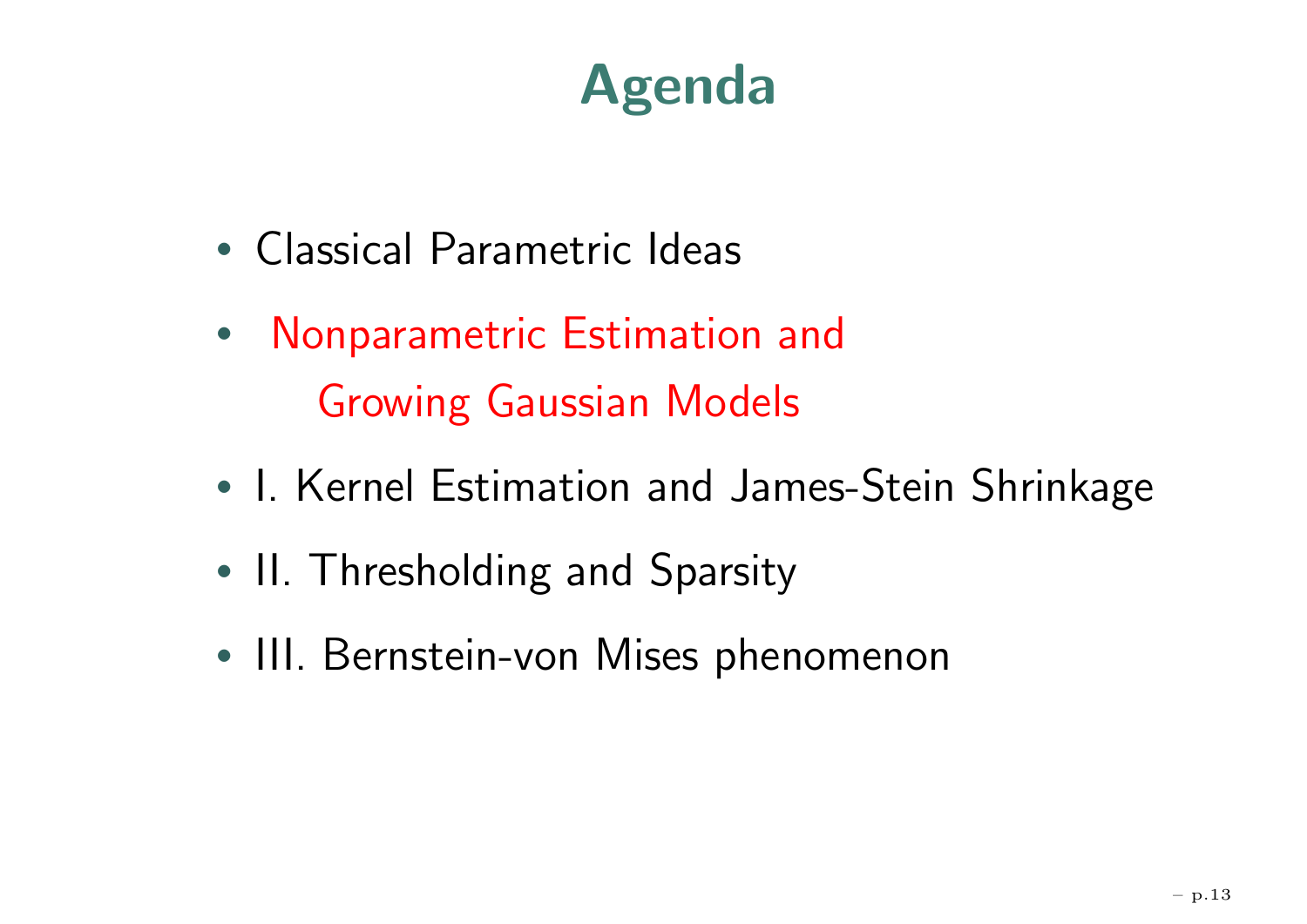# Agenda

- Classical Parametric Ideas
- Nonparametric Estimation and
  Growing Gaussian Models
- I. Kernel Estimation and James-Stein Shrinkage
- II. Thresholding and Sparsity
- III. Bernstein-von Mises phenomenon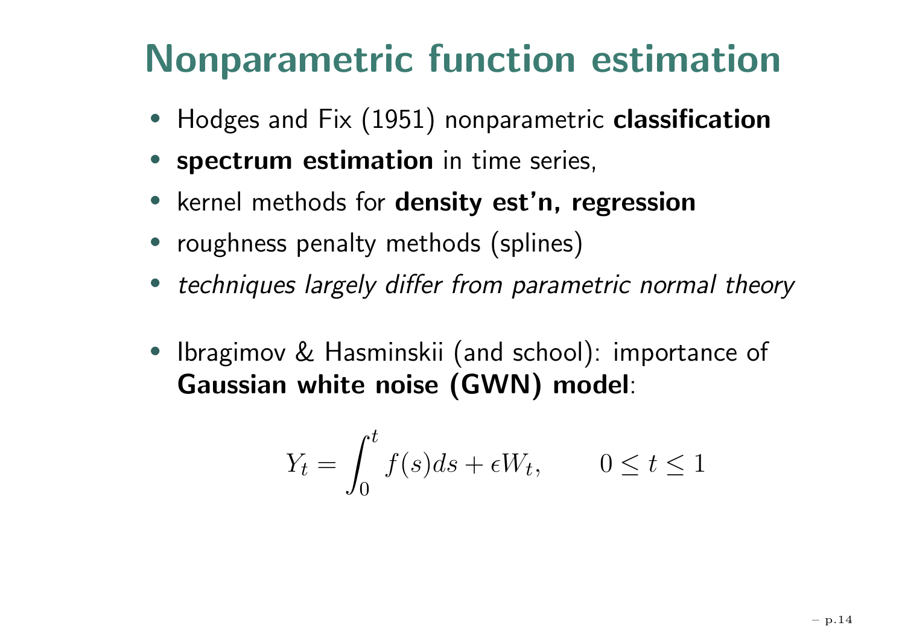# Nonparametric function estimation

- Hodges and Fix (1951) nonparametric **classification**
- **spectrum estimation** in time series,
- kernel methods for **density est'n, regression**
- roughness penalty methods (splines)
- *techniques largely differ from parametric normal theory*

- Ibragimov & Hasminskii (and school): importance of **Gaussian white noise (GWN) model**:

$$Y_t = \int_0^t f(s)ds + \epsilon W_t, \qquad 0 \leq t \leq 1$$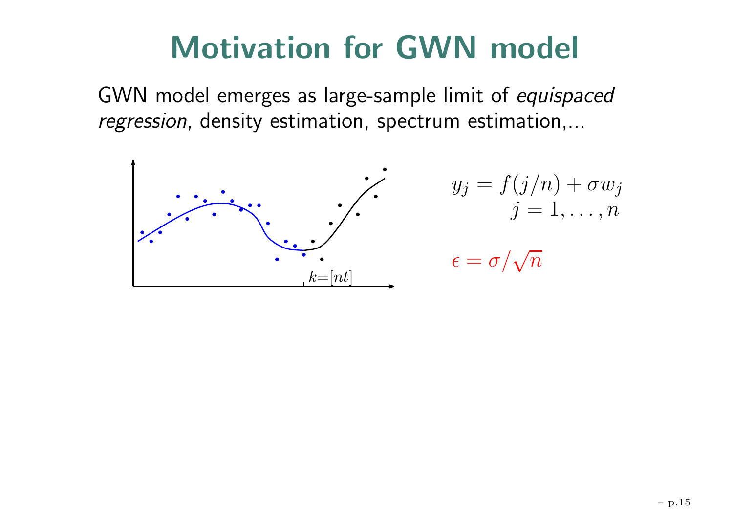# Motivation for GWN model

GWN model emerges as large-sample limit of *equispaced regression*, density estimation, spectrum estimation,...

$k=[nt]$

$$y_j = f(j/n) + \sigma w_j$$
$$j = 1, \ldots, n$$

$$\epsilon = \sigma/\sqrt{n}$$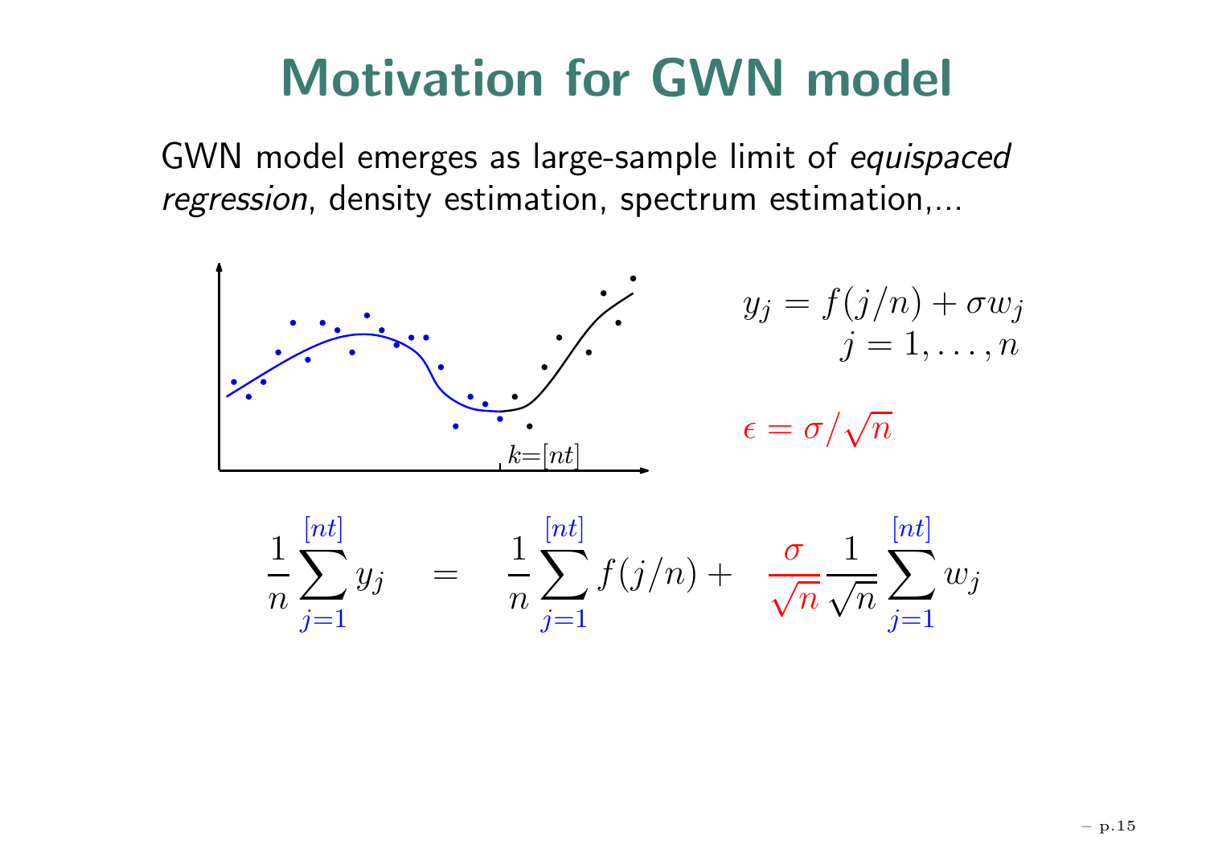# Motivation for GWN model

GWN model emerges as large-sample limit of *equispaced regression*, density estimation, spectrum estimation,...

$k=[nt]$

$$y_j = f(j/n) + \sigma w_j \qquad j = 1, \ldots, n$$

$$\epsilon = \sigma/\sqrt{n}$$

$$\frac{1}{n}\sum_{j=1}^{[nt]} y_j \quad = \quad \frac{1}{n}\sum_{j=1}^{[nt]} f(j/n) + \quad \frac{\sigma}{\sqrt{n}}\frac{1}{\sqrt{n}}\sum_{j=1}^{[nt]} w_j$$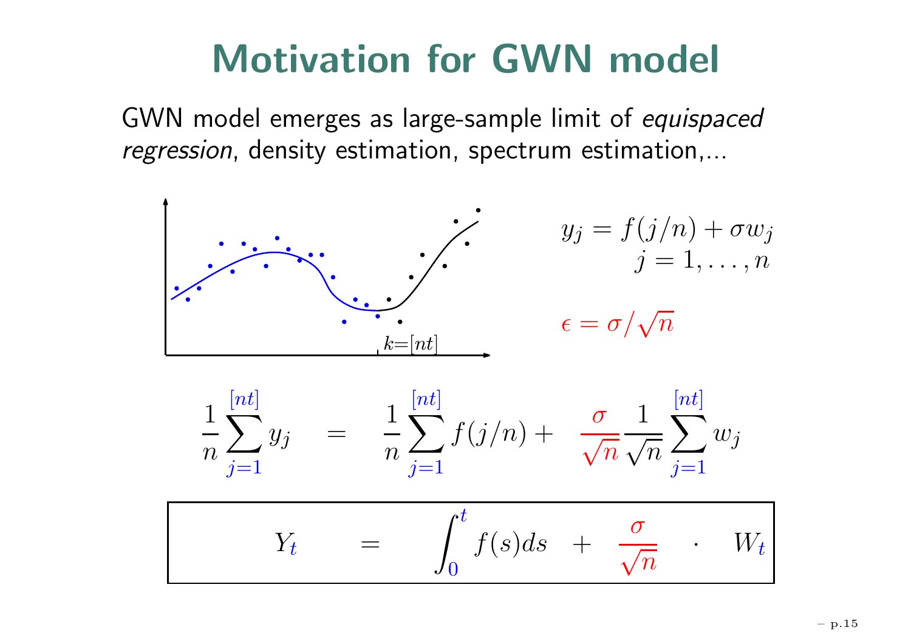# Motivation for GWN model

GWN model emerges as large-sample limit of *equispaced regression*, density estimation, spectrum estimation,...

$k=[nt]$

$$y_j = f(j/n) + \sigma w_j$$
$$j = 1, \ldots, n$$

$$\epsilon = \sigma/\sqrt{n}$$

$$\frac{1}{n}\sum_{j=1}^{[nt]} y_j \quad = \quad \frac{1}{n}\sum_{j=1}^{[nt]} f(j/n) + \quad \frac{\sigma}{\sqrt{n}}\frac{1}{\sqrt{n}}\sum_{j=1}^{[nt]} w_j$$

$$\boxed{Y_t \quad = \quad \int_0^t f(s)ds \quad + \quad \frac{\sigma}{\sqrt{n}} \quad \cdot \quad W_t}$$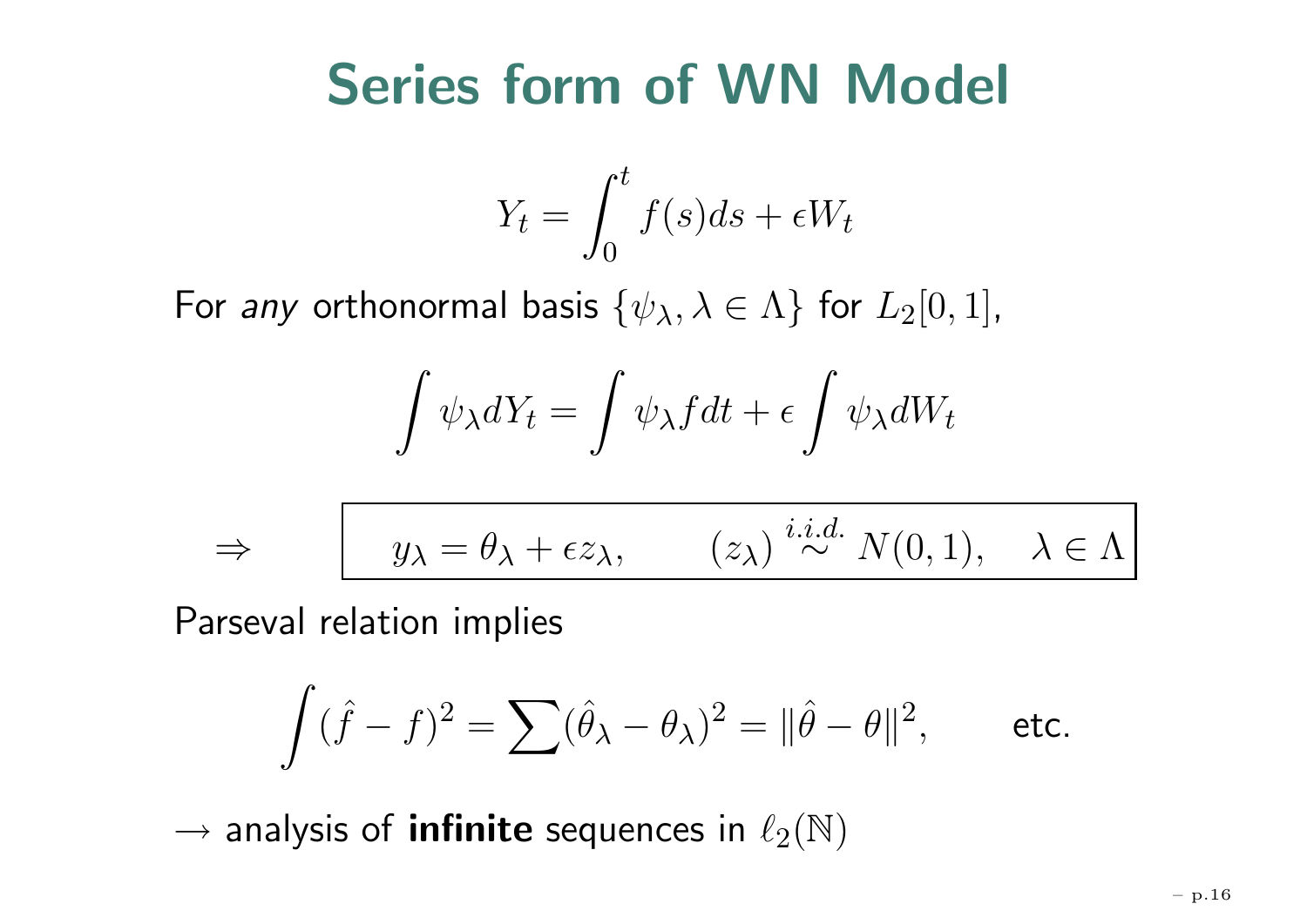# Series form of WN Model

$$Y_t = \int_0^t f(s)ds + \epsilon W_t$$

For *any* orthonormal basis $\{\psi_\lambda, \lambda \in \Lambda\}$ for $L_2[0,1]$,

$$\int \psi_\lambda dY_t = \int \psi_\lambda f dt + \epsilon \int \psi_\lambda dW_t$$

$$\Rightarrow \quad \boxed{y_\lambda = \theta_\lambda + \epsilon z_\lambda, \qquad (z_\lambda) \overset{i.i.d.}{\sim} N(0,1), \quad \lambda \in \Lambda}$$

Parseval relation implies

$$\int (\hat{f} - f)^2 = \sum (\hat{\theta}_\lambda - \theta_\lambda)^2 = \|\hat{\theta} - \theta\|^2, \qquad \text{etc.}$$

$\rightarrow$ analysis of **infinite** sequences in $\ell_2(\mathbb{N})$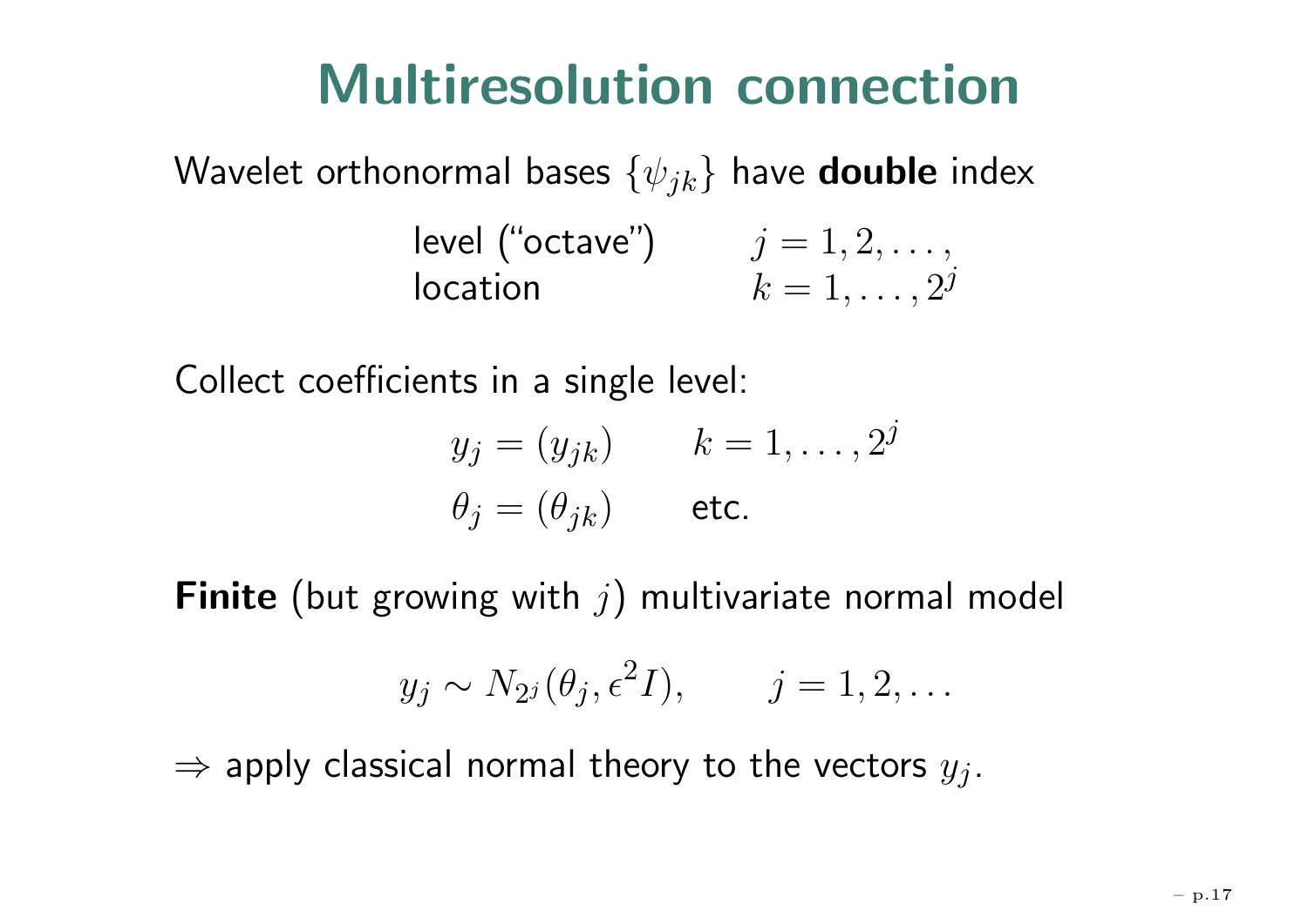# Multiresolution connection

Wavelet orthonormal bases $\{\psi_{jk}\}$ have **double** index

| | |
|---|---|
| level ("octave") | $j = 1, 2, \ldots,$ |
| location | $k = 1, \ldots, 2^j$ |

Collect coefficients in a single level:

$$y_j = (y_{jk}) \qquad k = 1, \ldots, 2^j$$

$$\theta_j = (\theta_{jk}) \qquad \text{etc.}$$

**Finite** (but growing with $j$) multivariate normal model

$$y_j \sim N_{2^j}(\theta_j, \epsilon^2 I), \qquad j = 1, 2, \ldots$$

$\Rightarrow$ apply classical normal theory to the vectors $y_j$.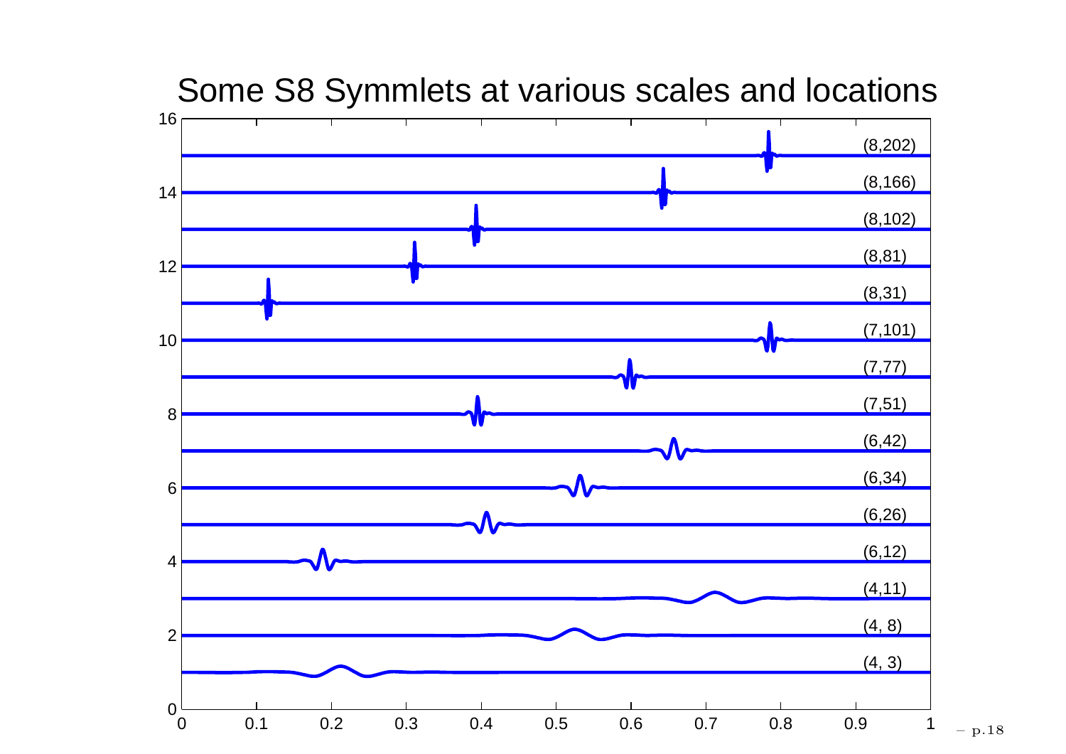# Some S8 Symmlets at various scales and locations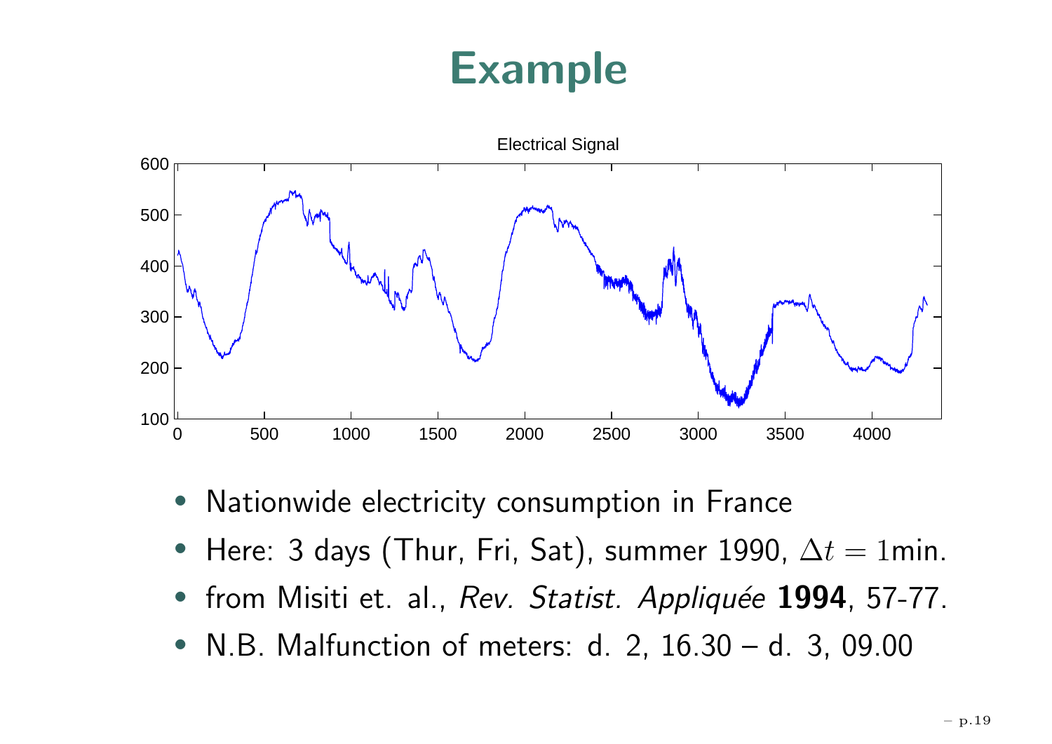# Example

Electrical Signal

- Nationwide electricity consumption in France
- Here: 3 days (Thur, Fri, Sat), summer 1990, $\Delta t = 1$min.
- from Misiti et. al., *Rev. Statist. Appliquée* **1994**, 57-77.
- N.B. Malfunction of meters: d. 2, 16.30 – d. 3, 09.00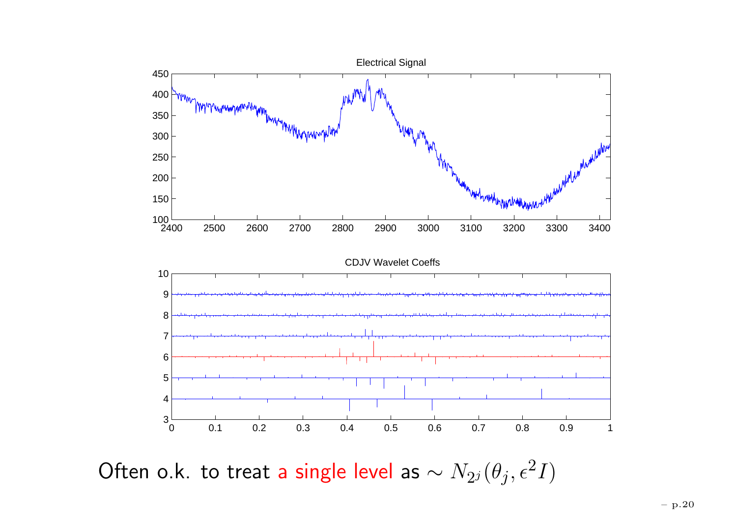Often o.k. to treat a single level as $\sim N_{2^j}(\theta_j, \epsilon^2 I)$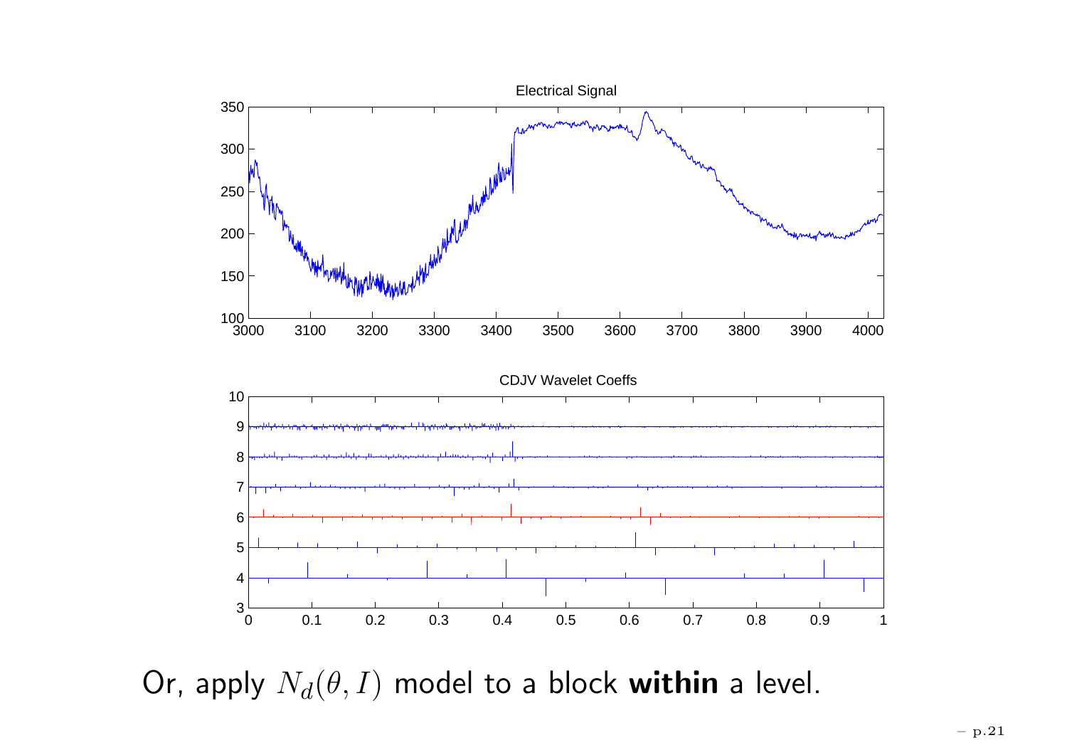Or, apply $N_d(\theta, I)$ model to a block **within** a level.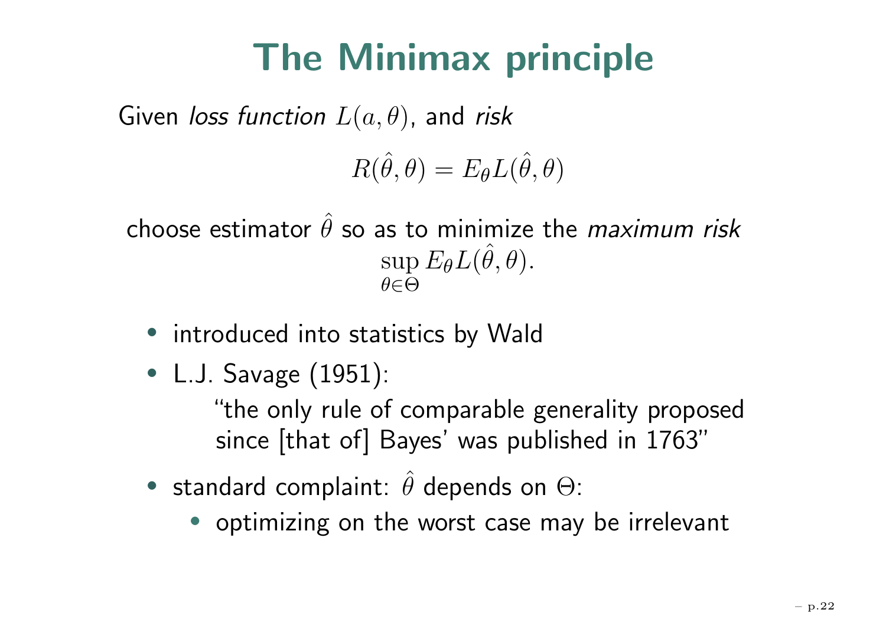# The Minimax principle

Given *loss function* $L(a, \theta)$, and *risk*

$$R(\hat{\theta}, \theta) = E_\theta L(\hat{\theta}, \theta)$$

choose estimator $\hat{\theta}$ so as to minimize the *maximum risk*

$$\sup_{\theta \in \Theta} E_\theta L(\hat{\theta}, \theta).$$

- introduced into statistics by Wald
- L.J. Savage (1951):

  "the only rule of comparable generality proposed since [that of] Bayes' was published in 1763"

- standard complaint: $\hat{\theta}$ depends on $\Theta$:
  - optimizing on the worst case may be irrelevant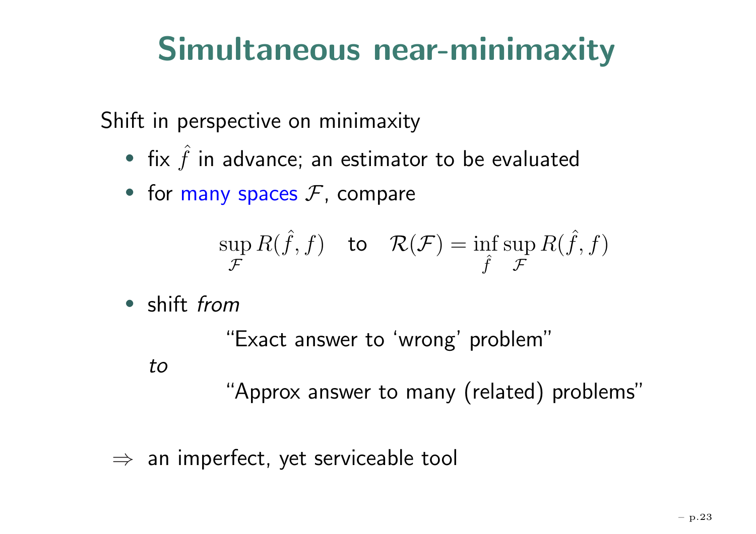# Simultaneous near-minimaxity

Shift in perspective on minimaxity

- fix $\hat{f}$ in advance; an estimator to be evaluated
- for many spaces $\mathcal{F}$, compare

$$\sup_{\mathcal{F}} R(\hat{f}, f) \quad \text{to} \quad \mathcal{R}(\mathcal{F}) = \inf_{\hat{f}} \sup_{\mathcal{F}} R(\hat{f}, f)$$

- shift *from*

  "Exact answer to 'wrong' problem"

  *to*

  "Approx answer to many (related) problems"

$\Rightarrow$ an imperfect, yet serviceable tool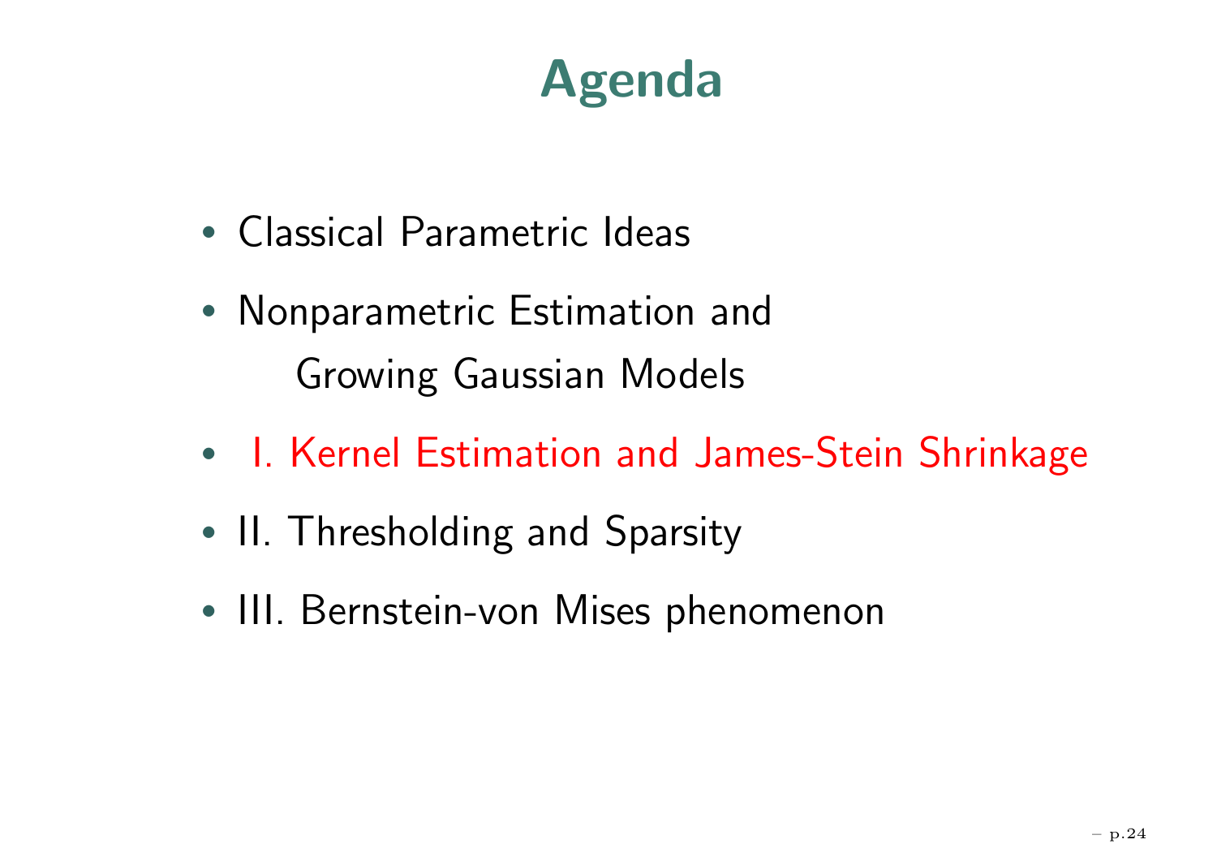# Agenda

- Classical Parametric Ideas
- Nonparametric Estimation and
  Growing Gaussian Models
- I. Kernel Estimation and James-Stein Shrinkage
- II. Thresholding and Sparsity
- III. Bernstein-von Mises phenomenon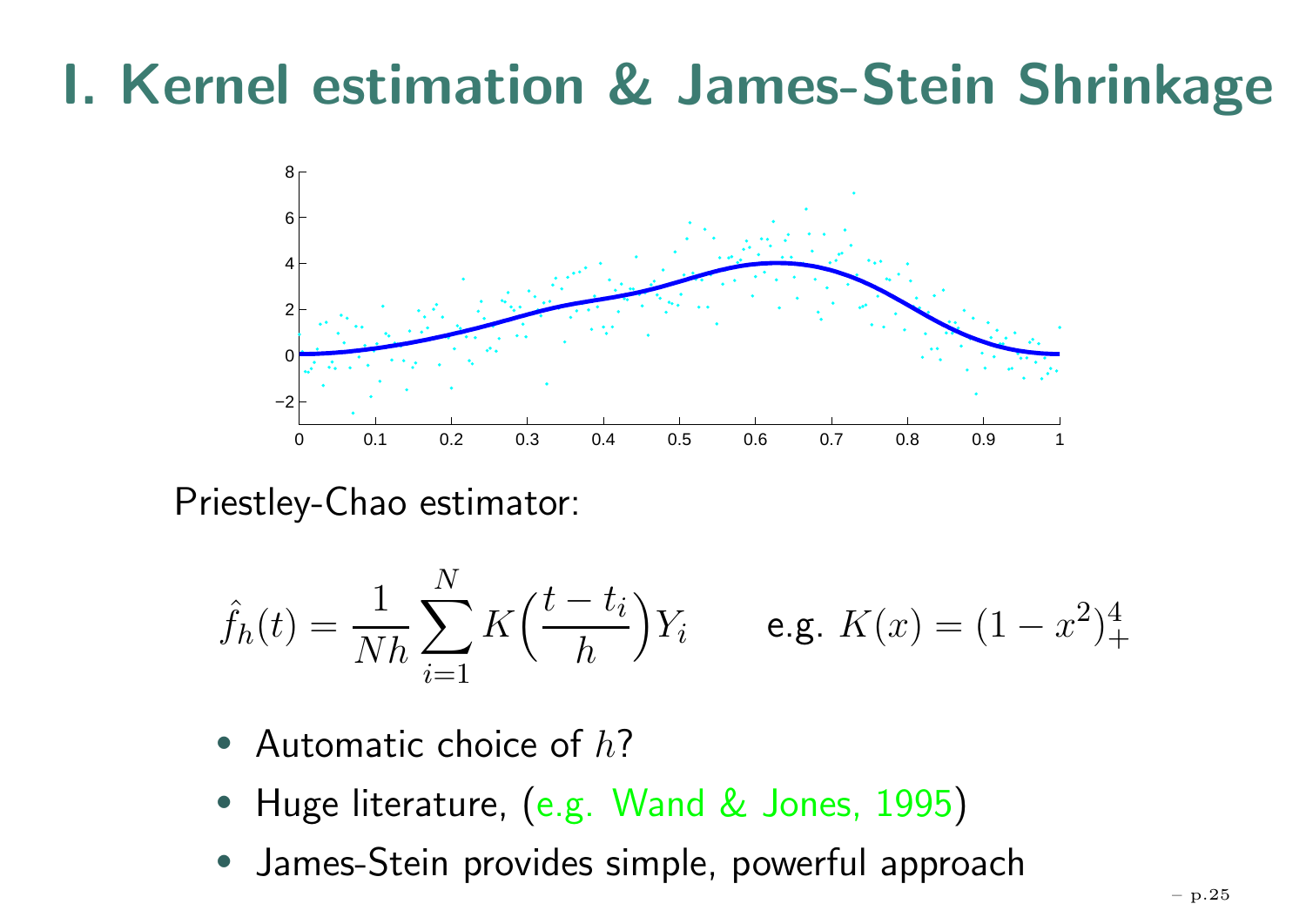# I. Kernel estimation & James-Stein Shrinkage

Priestley-Chao estimator:

$$\hat{f}_h(t) = \frac{1}{Nh} \sum_{i=1}^{N} K\Big(\frac{t - t_i}{h}\Big) Y_i \qquad \text{e.g. } K(x) = (1 - x^2)_+^4$$

- Automatic choice of $h$?
- Huge literature, (e.g. Wand & Jones, 1995)
- James-Stein provides simple, powerful approach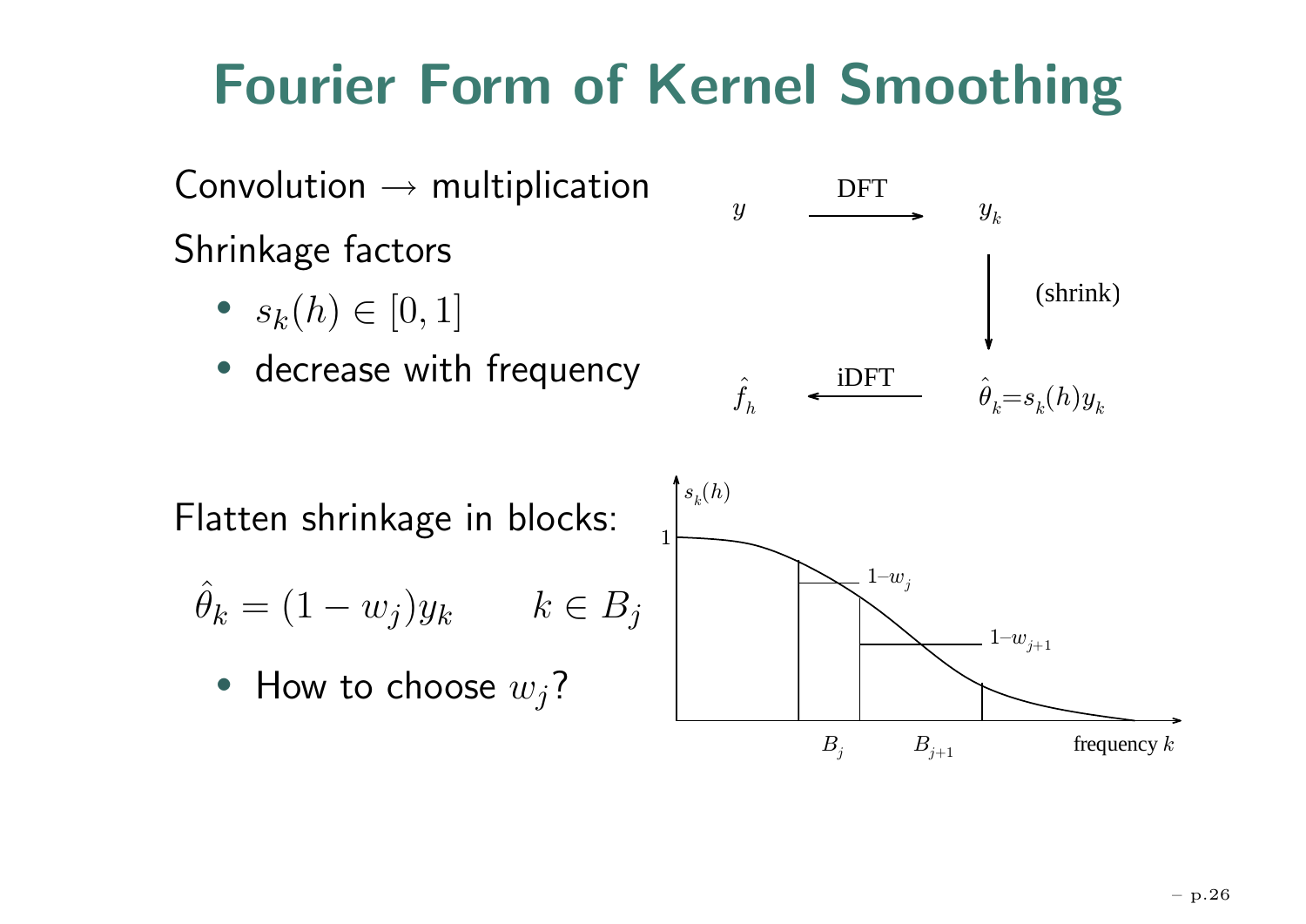# Fourier Form of Kernel Smoothing

Convolution → multiplication

Shrinkage factors

- $s_k(h) \in [0, 1]$
- decrease with frequency

$y \xrightarrow{\text{DFT}} y_k$

$y_k \xrightarrow{\text{(shrink)}} \hat{\theta}_k = s_k(h) y_k$

$\hat{\theta}_k = s_k(h) y_k \xrightarrow{\text{iDFT}} \hat{f}_h$

Flatten shrinkage in blocks:

$$\hat{\theta}_k = (1 - w_j) y_k \qquad k \in B_j$$

- How to choose $w_j$?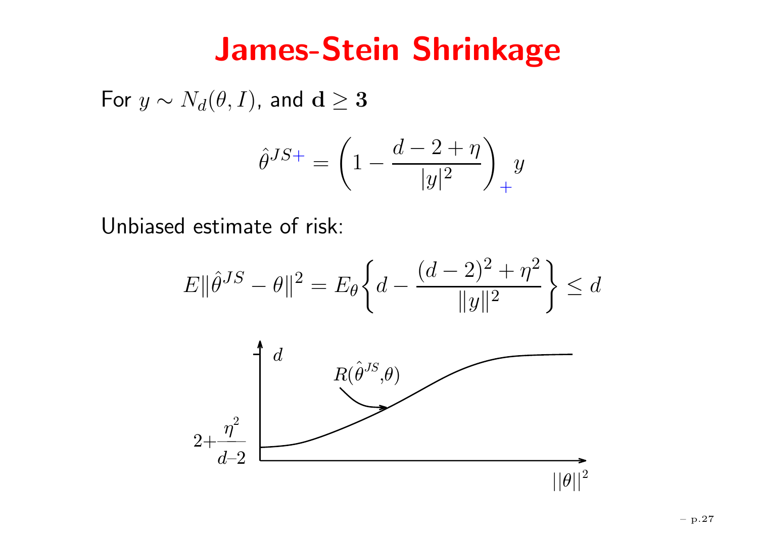# James-Stein Shrinkage

For $y \sim N_d(\theta, I)$, and $\mathbf{d} \geq \mathbf{3}$

$$\hat{\theta}^{JS+} = \left(1 - \frac{d - 2 + \eta}{|y|^2}\right)_+ y$$

Unbiased estimate of risk:

$$E\|\hat{\theta}^{JS} - \theta\|^2 = E_\theta \left\{ d - \frac{(d-2)^2 + \eta^2}{\|y\|^2} \right\} \leq d$$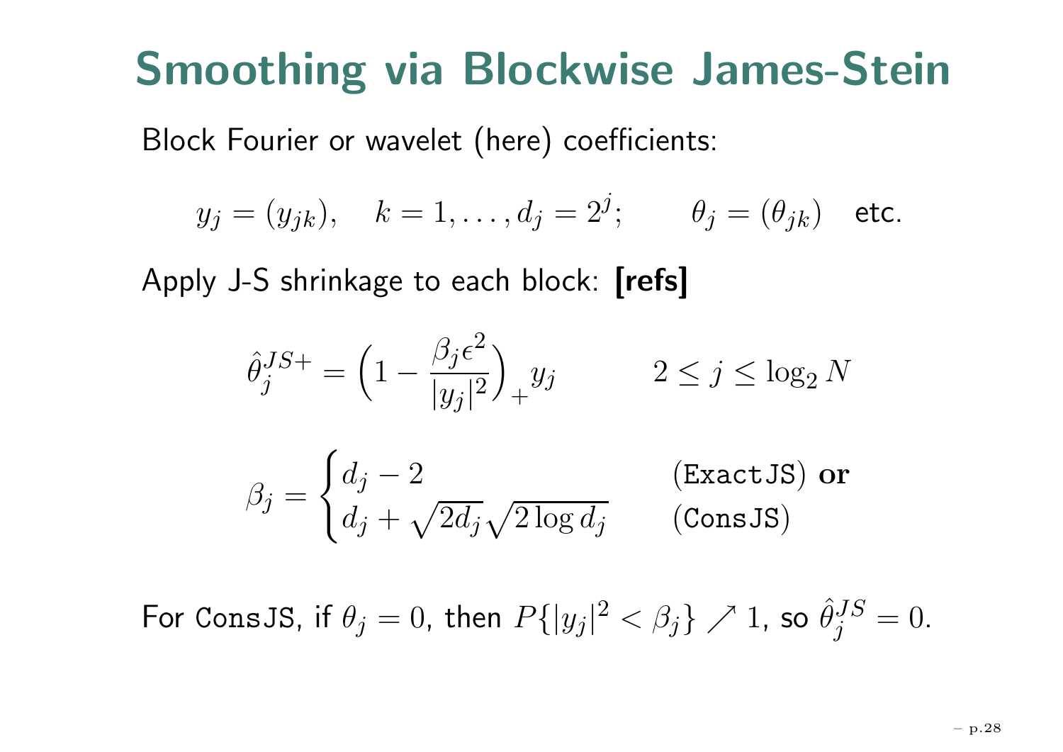# Smoothing via Blockwise James-Stein

Block Fourier or wavelet (here) coefficients:

$$y_j = (y_{jk}), \quad k = 1, \ldots, d_j = 2^j; \qquad \theta_j = (\theta_{jk}) \quad \text{etc.}$$

Apply J-S shrinkage to each block: **[refs]**

$$\hat{\theta}_j^{JS+} = \Big(1 - \frac{\beta_j \epsilon^2}{|y_j|^2}\Big)_+ y_j \qquad 2 \le j \le \log_2 N$$

$$\beta_j = \begin{cases} d_j - 2 & (\texttt{ExactJS}) \textbf{ or} \\ d_j + \sqrt{2d_j}\sqrt{2\log d_j} & (\texttt{ConsJS}) \end{cases}$$

For `ConsJS`, if $\theta_j = 0$, then $P\{|y_j|^2 < \beta_j\} \nearrow 1$, so $\hat{\theta}_j^{JS} = 0$.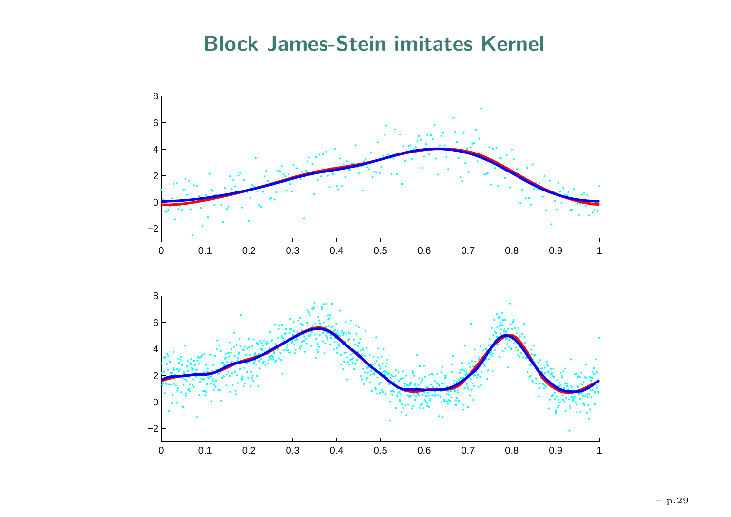# Block James-Stein imitates Kernel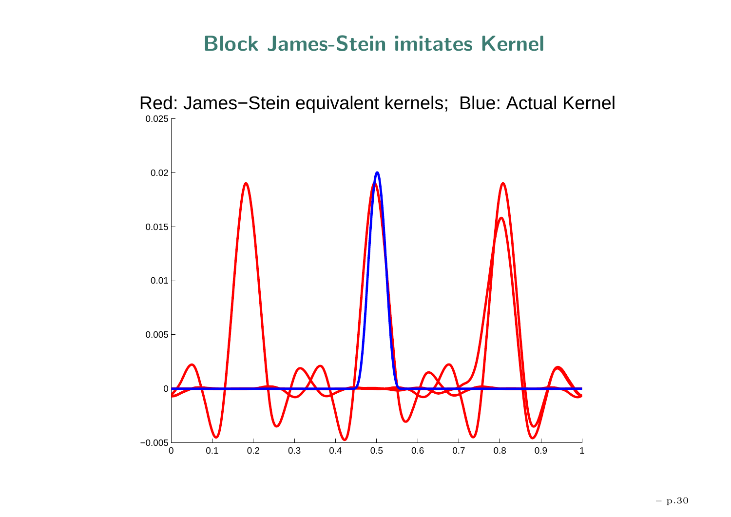# Block James-Stein imitates Kernel

Red: James−Stein equivalent kernels; Blue: Actual Kernel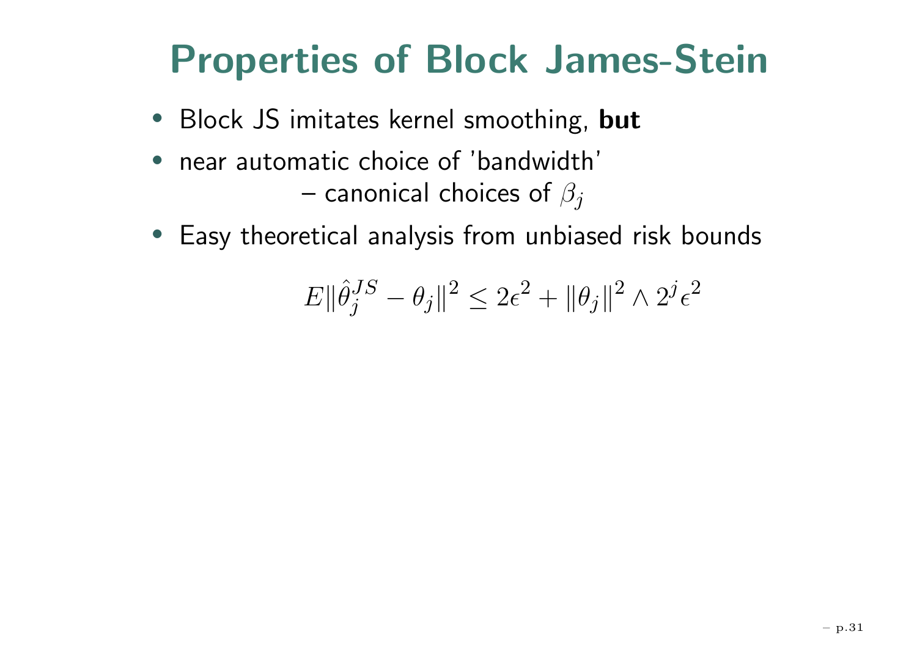# Properties of Block James-Stein

- Block JS imitates kernel smoothing, **but**
- near automatic choice of 'bandwidth'
  – canonical choices of $\beta_j$
- Easy theoretical analysis from unbiased risk bounds

$$E\|\hat{\theta}_j^{JS} - \theta_j\|^2 \le 2\epsilon^2 + \|\theta_j\|^2 \wedge 2^j \epsilon^2$$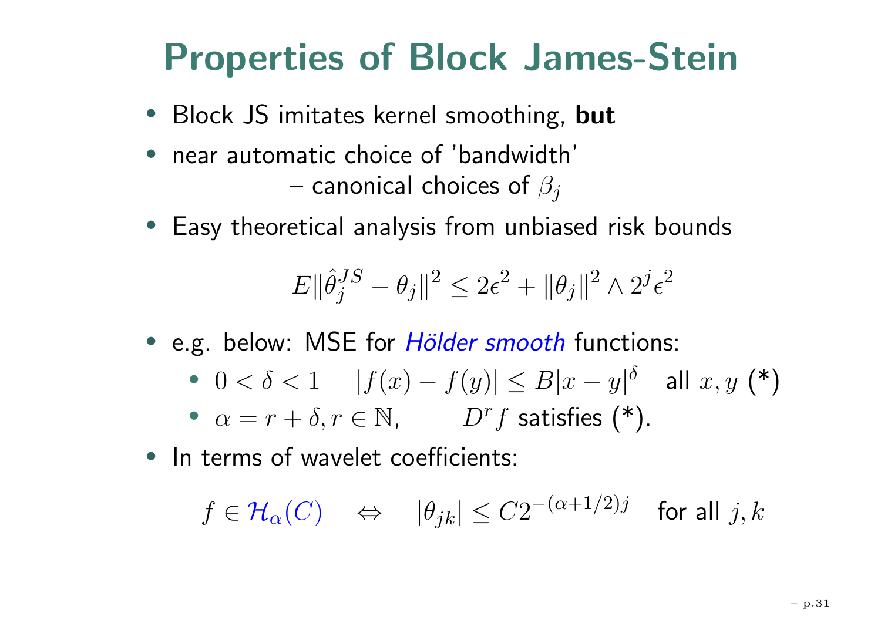# Properties of Block James-Stein

- Block JS imitates kernel smoothing, **but**
- near automatic choice of 'bandwidth'
  – canonical choices of $\beta_j$
- Easy theoretical analysis from unbiased risk bounds

$$E\|\hat{\theta}_j^{JS} - \theta_j\|^2 \leq 2\epsilon^2 + \|\theta_j\|^2 \wedge 2^j\epsilon^2$$

- e.g. below: MSE for *Hölder smooth* functions:
  - $0 < \delta < 1 \quad |f(x) - f(y)| \leq B|x-y|^\delta$ all $x, y$ (*)
  - $\alpha = r + \delta, r \in \mathbb{N}, \qquad D^r f$ satisfies (*).
- In terms of wavelet coefficients:

$$f \in \mathcal{H}_\alpha(C) \quad \Leftrightarrow \quad |\theta_{jk}| \leq C2^{-(\alpha+1/2)j} \quad \text{for all } j, k$$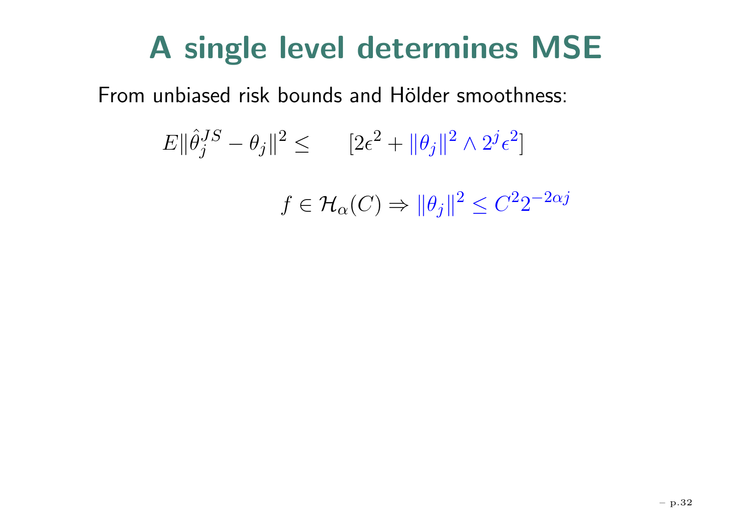# A single level determines MSE

From unbiased risk bounds and Hölder smoothness:

$$E\|\hat{\theta}_j^{JS} - \theta_j\|^2 \leq \qquad [2\epsilon^2 + \|\theta_j\|^2 \wedge 2^j \epsilon^2]$$

$$f \in \mathcal{H}_\alpha(C) \Rightarrow \|\theta_j\|^2 \leq C^2 2^{-2\alpha j}$$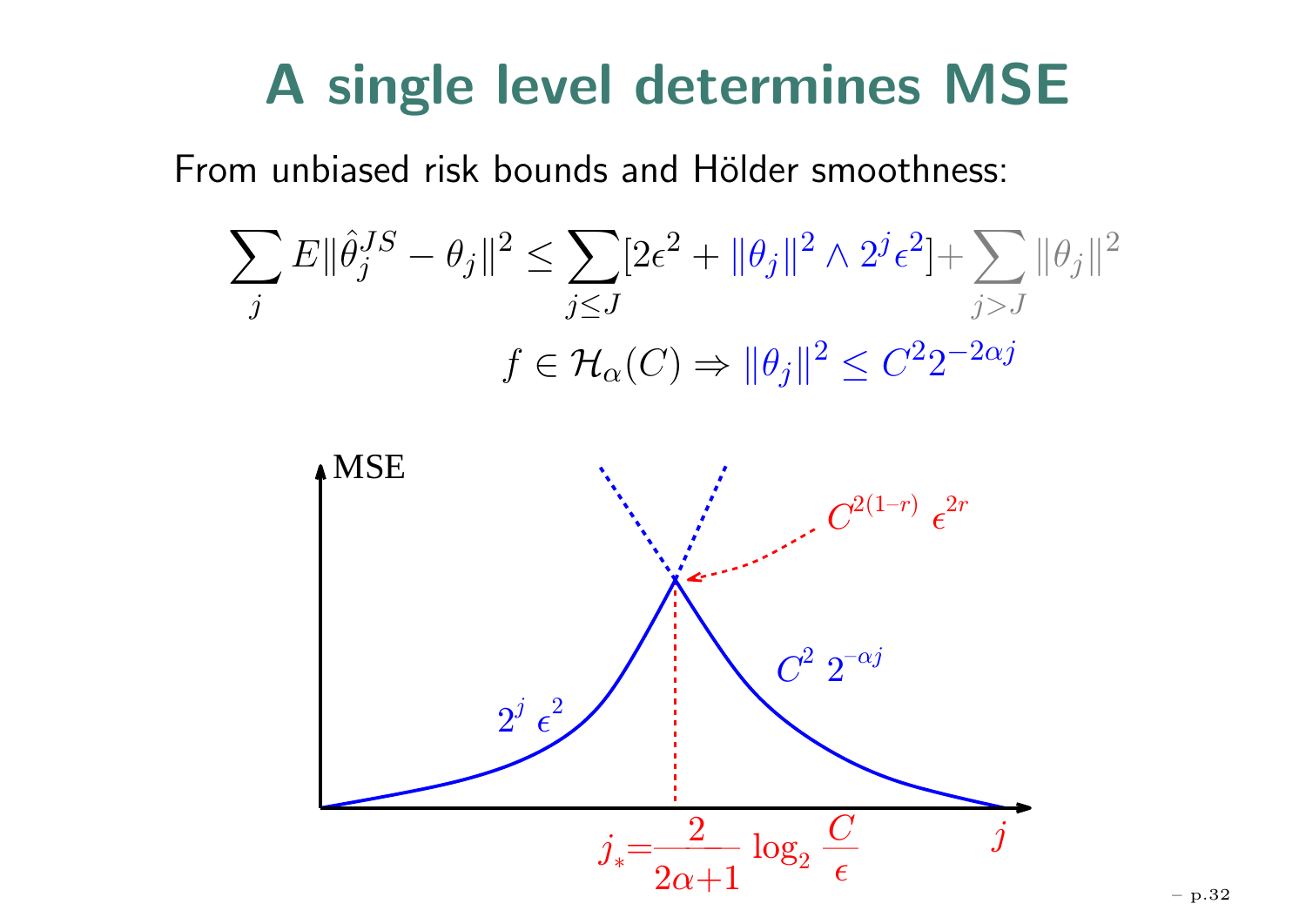# A single level determines MSE

From unbiased risk bounds and Hölder smoothness:

$$\sum_j E\|\hat{\theta}_j^{JS} - \theta_j\|^2 \le \sum_{j \le J} [2\epsilon^2 + \|\theta_j\|^2 \wedge 2^j \epsilon^2] + \sum_{j > J} \|\theta_j\|^2$$

$$f \in \mathcal{H}_\alpha(C) \Rightarrow \|\theta_j\|^2 \le C^2 2^{-2\alpha j}$$

MSE

$C^{2(1-r)} \epsilon^{2r}$

$2^j \epsilon^2$

$C^2 \, 2^{-\alpha j}$

$j_* = \frac{2}{2\alpha+1} \log_2 \frac{C}{\epsilon}$

$j$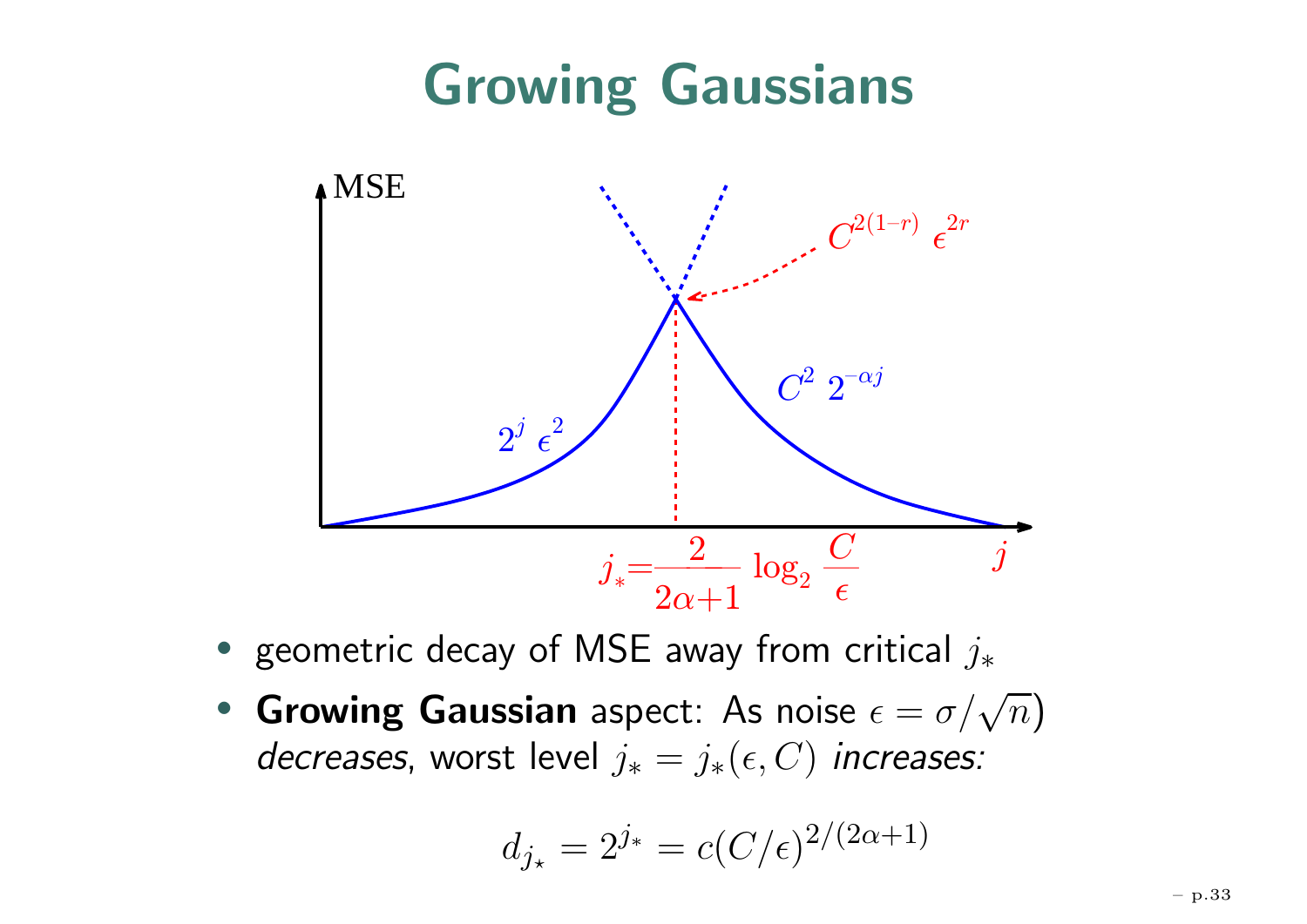# Growing Gaussians

MSE

$C^{2(1-r)}\ \epsilon^{2r}$

$2^j\ \epsilon^2$

$C^2\ 2^{-\alpha j}$

$j_* = \frac{2}{2\alpha+1} \log_2 \frac{C}{\epsilon}$

$j$

- geometric decay of MSE away from critical $j_*$
- **Growing Gaussian** aspect: As noise $\epsilon = \sigma/\sqrt{n}$) *decreases*, worst level $j_* = j_*(\epsilon, C)$ *increases:*

$$d_{j_\star} = 2^{j_*} = c(C/\epsilon)^{2/(2\alpha+1)}$$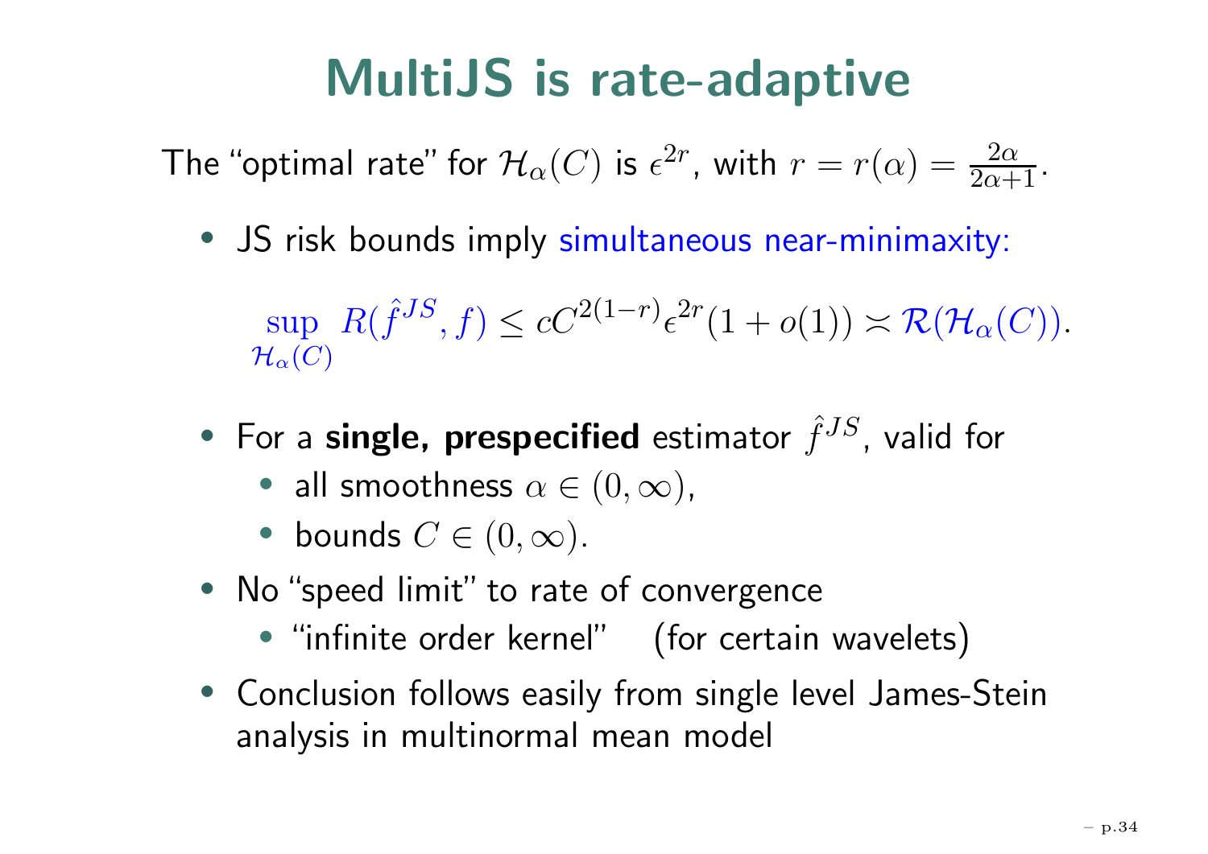# MultiJS is rate-adaptive

The "optimal rate" for $\mathcal{H}_\alpha(C)$ is $\epsilon^{2r}$, with $r = r(\alpha) = \frac{2\alpha}{2\alpha+1}$.

- JS risk bounds imply simultaneous near-minimaxity:

$$\sup_{\mathcal{H}_\alpha(C)} R(\hat{f}^{JS}, f) \leq cC^{2(1-r)}\epsilon^{2r}(1 + o(1)) \asymp \mathcal{R}(\mathcal{H}_\alpha(C)).$$

- For a **single, prespecified** estimator $\hat{f}^{JS}$, valid for
  - all smoothness $\alpha \in (0, \infty)$,
  - bounds $C \in (0, \infty)$.
- No "speed limit" to rate of convergence
  - "infinite order kernel" (for certain wavelets)
- Conclusion follows easily from single level James-Stein analysis in multinormal mean model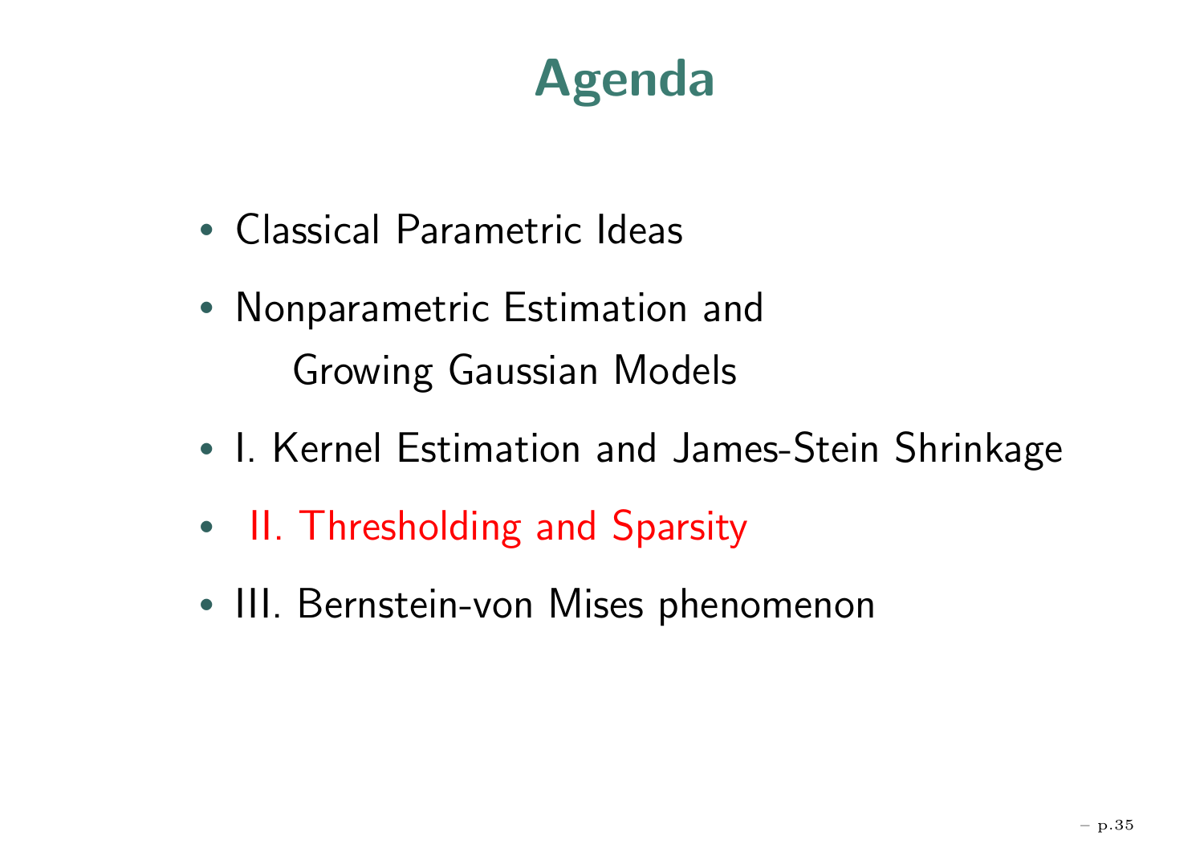# Agenda

- Classical Parametric Ideas
- Nonparametric Estimation and
  Growing Gaussian Models
- I. Kernel Estimation and James-Stein Shrinkage
- II. Thresholding and Sparsity
- III. Bernstein-von Mises phenomenon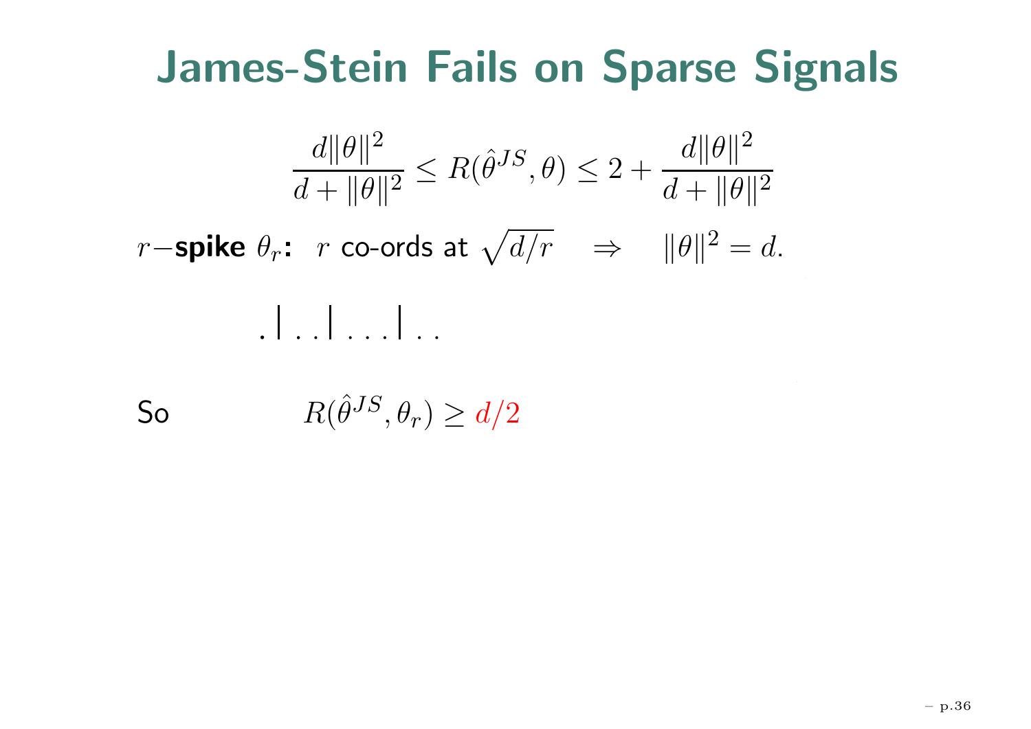# James-Stein Fails on Sparse Signals

$$\frac{d\|\theta\|^2}{d + \|\theta\|^2} \leq R(\hat{\theta}^{JS}, \theta) \leq 2 + \frac{d\|\theta\|^2}{d + \|\theta\|^2}$$

$r-$**spike** $\theta_r$**:** $r$ co-ords at $\sqrt{d/r} \quad \Rightarrow \quad \|\theta\|^2 = d.$

$$. \,|\, . \, . \,|\, . \, . \, . \,|\, . \, .$$

So $\qquad R(\hat{\theta}^{JS}, \theta_r) \geq d/2$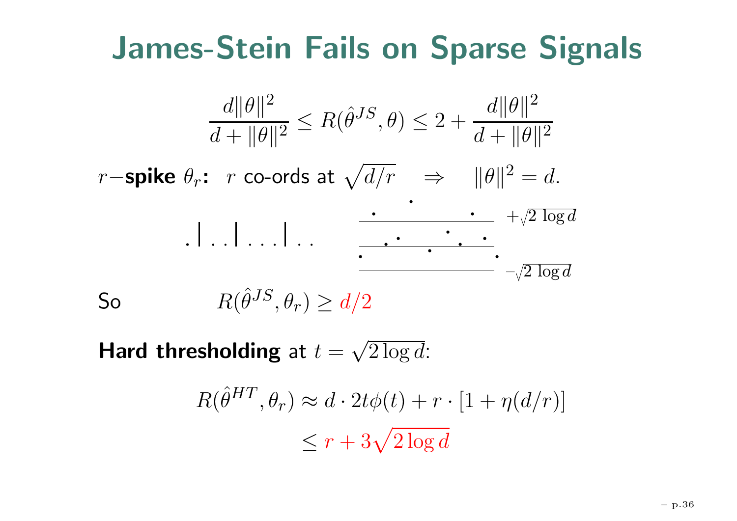# James-Stein Fails on Sparse Signals

$$\frac{d\|\theta\|^2}{d + \|\theta\|^2} \le R(\hat{\theta}^{JS}, \theta) \le 2 + \frac{d\|\theta\|^2}{d + \|\theta\|^2}$$

$r-$**spike** $\theta_r$**:** $r$ co-ords at $\sqrt{d/r} \quad \Rightarrow \quad \|\theta\|^2 = d.$

$+\sqrt{2 \log d}$

$-\sqrt{2 \log d}$

So $\qquad R(\hat{\theta}^{JS}, \theta_r) \ge d/2$

**Hard thresholding** at $t = \sqrt{2 \log d}$:

$$R(\hat{\theta}^{HT}, \theta_r) \approx d \cdot 2t\phi(t) + r \cdot [1 + \eta(d/r)]$$

$$\le r + 3\sqrt{2 \log d}$$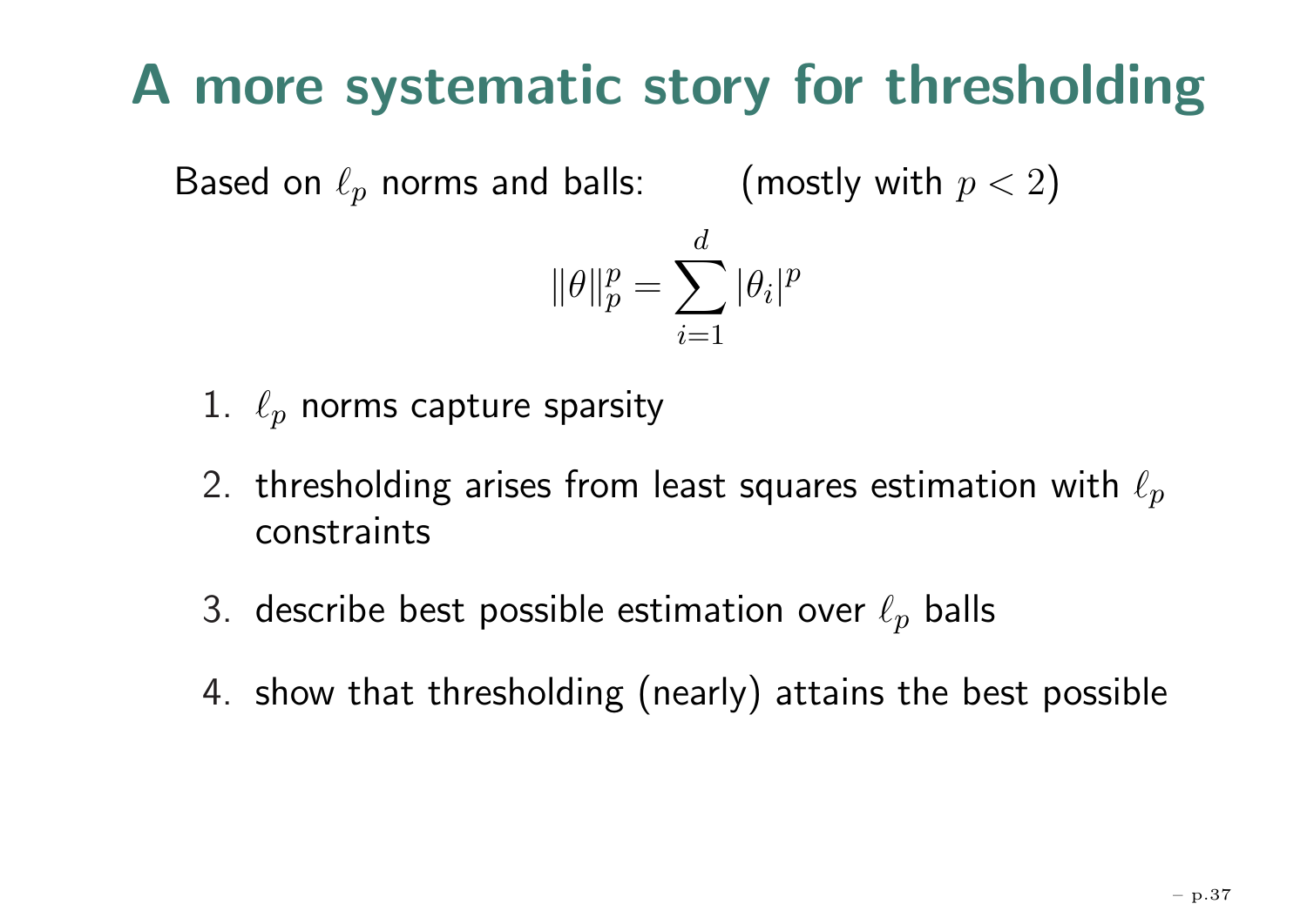# A more systematic story for thresholding

Based on $\ell_p$ norms and balls: (mostly with $p < 2$)

$$\|\theta\|_p^p = \sum_{i=1}^{d} |\theta_i|^p$$

1. $\ell_p$ norms capture sparsity
2. thresholding arises from least squares estimation with $\ell_p$ constraints
3. describe best possible estimation over $\ell_p$ balls
4. show that thresholding (nearly) attains the best possible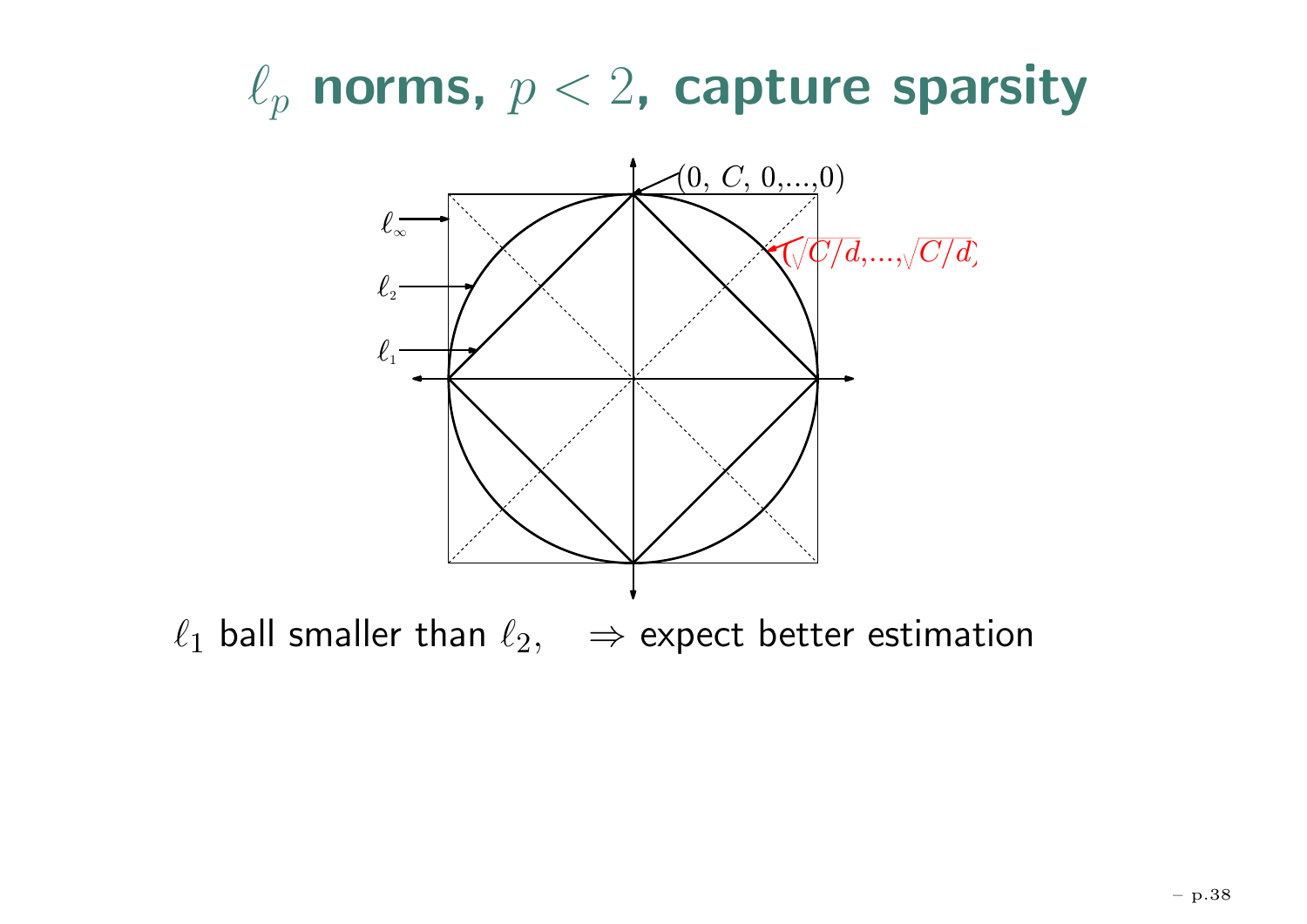# $\ell_p$ norms, $p < 2$, capture sparsity

$\ell_\infty$

$\ell_2$

$\ell_1$

$(0,\ C,\ 0,\ldots,0)$

$(\sqrt{C/d},\ldots,\sqrt{C/d})$

$\ell_1$ ball smaller than $\ell_2$, $\quad \Rightarrow$ expect better estimation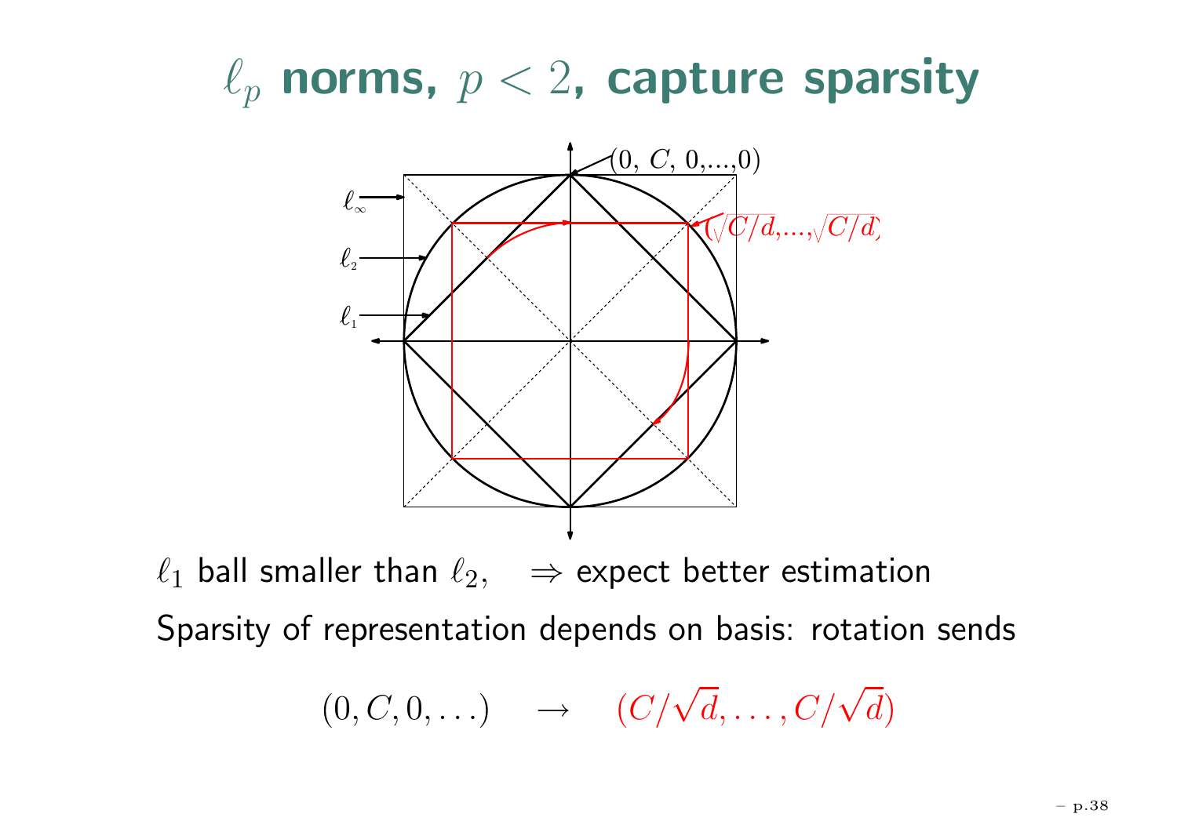# $\ell_p$ norms, $p < 2$, capture sparsity

$\ell_1$ ball smaller than $\ell_2$, $\quad \Rightarrow$ expect better estimation

Sparsity of representation depends on basis: rotation sends

$$(0, C, 0, \ldots) \quad \rightarrow \quad (C/\sqrt{d}, \ldots, C/\sqrt{d})$$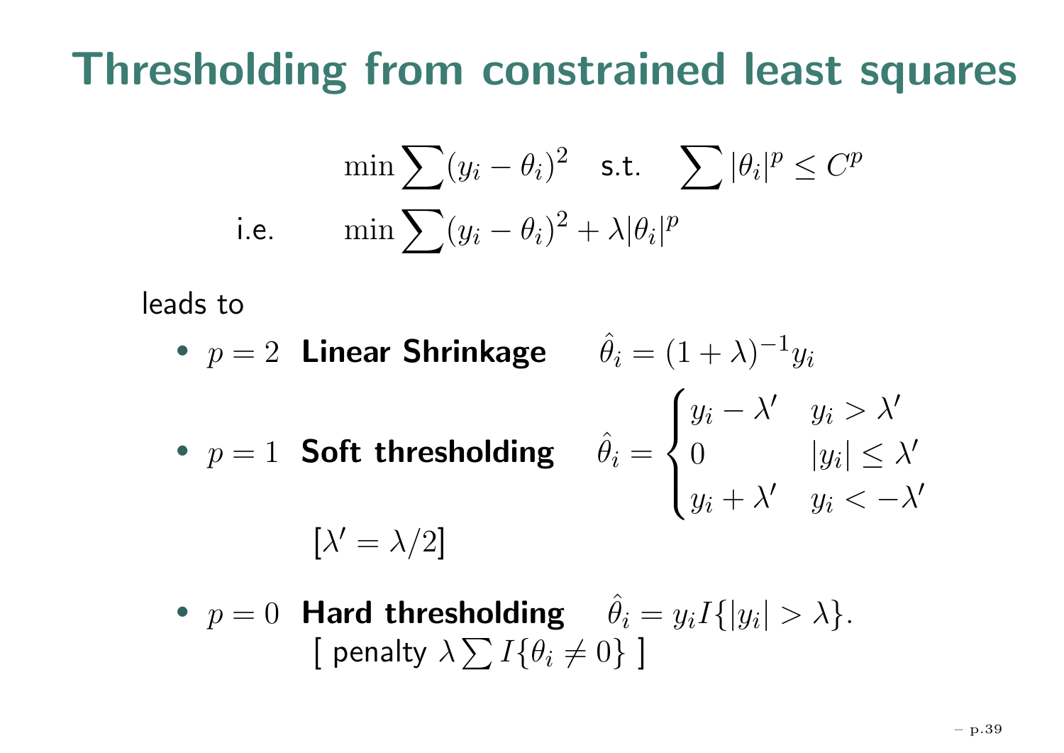# Thresholding from constrained least squares

$$\min \sum (y_i - \theta_i)^2 \quad \text{s.t.} \quad \sum |\theta_i|^p \leq C^p$$

i.e.

$$\min \sum (y_i - \theta_i)^2 + \lambda |\theta_i|^p$$

leads to

- $p = 2$ **Linear Shrinkage** $\quad \hat{\theta}_i = (1+\lambda)^{-1} y_i$
- $p = 1$ **Soft thresholding** $\quad \hat{\theta}_i = \begin{cases} y_i - \lambda' & y_i > \lambda' \\ 0 & |y_i| \leq \lambda' \\ y_i + \lambda' & y_i < -\lambda' \end{cases}$

  $[\lambda' = \lambda/2]$
- $p = 0$ **Hard thresholding** $\quad \hat{\theta}_i = y_i I\{|y_i| > \lambda\}.$

  [ penalty $\lambda \sum I\{\theta_i \neq 0\}$ ]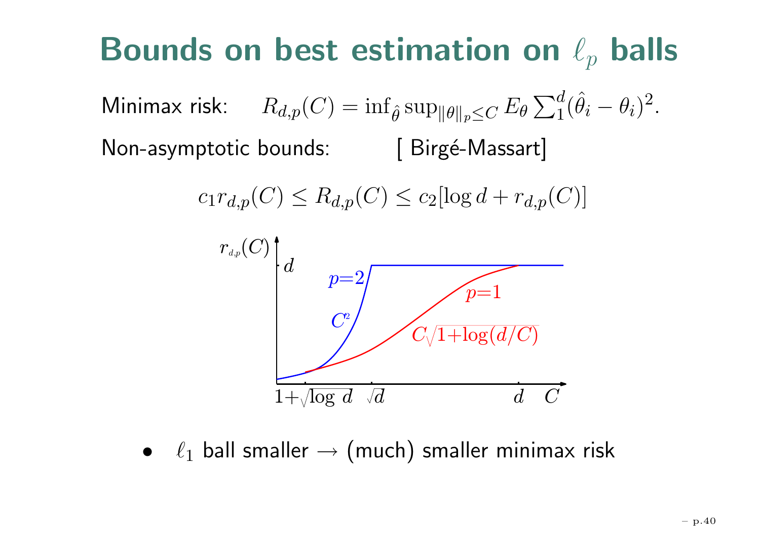# Bounds on best estimation on $\ell_p$ balls

Minimax risk: $R_{d,p}(C) = \inf_{\hat\theta} \sup_{\|\theta\|_p \le C} E_\theta \sum_1^d (\hat\theta_i - \theta_i)^2.$

Non-asymptotic bounds: [ Birgé-Massart]

$$c_1 r_{d,p}(C) \le R_{d,p}(C) \le c_2[\log d + r_{d,p}(C)]$$

- $\ell_1$ ball smaller $\rightarrow$ (much) smaller minimax risk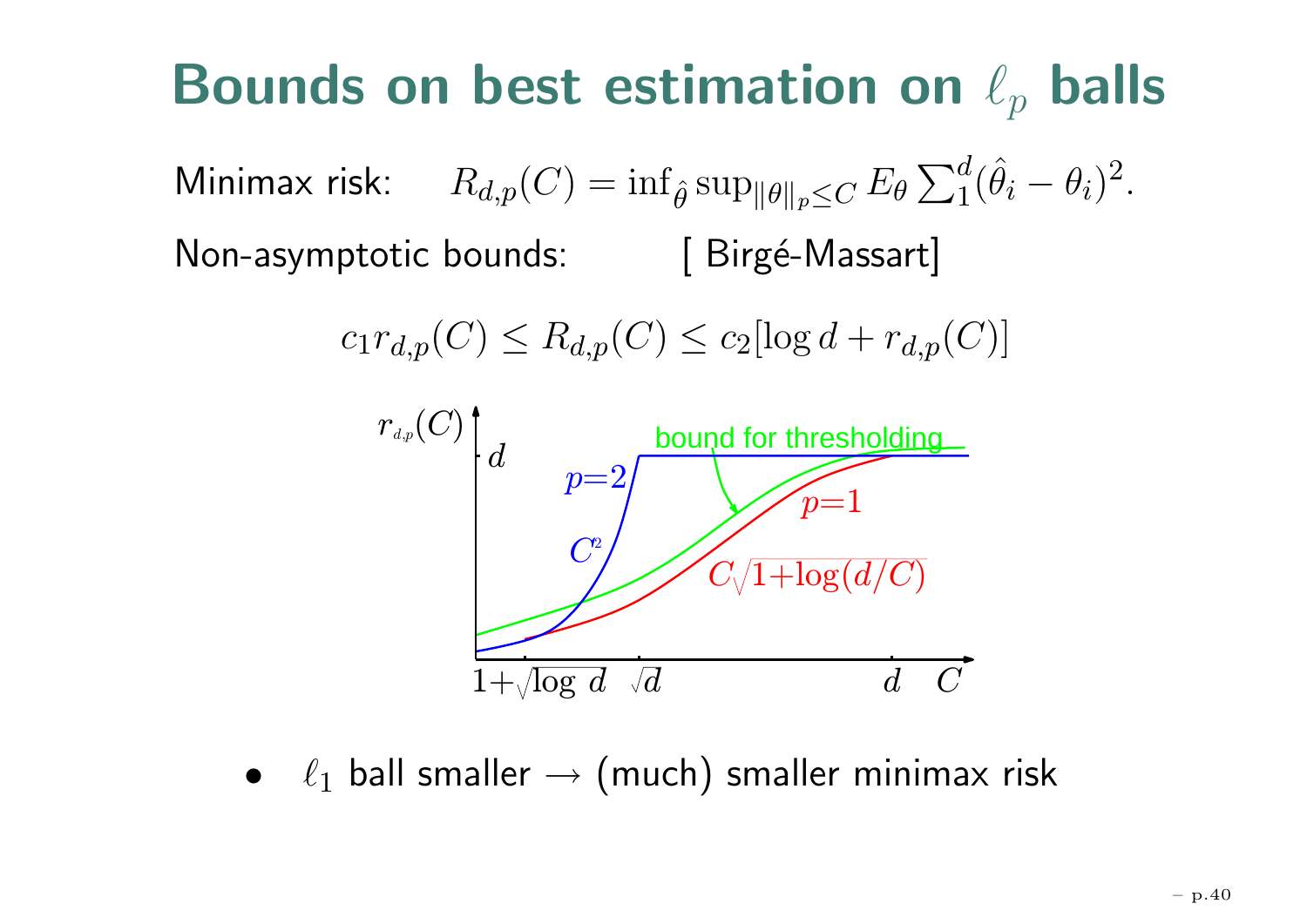# Bounds on best estimation on $\ell_p$ balls

Minimax risk: $R_{d,p}(C) = \inf_{\hat{\theta}} \sup_{\|\theta\|_p \le C} E_\theta \sum_1^d (\hat{\theta}_i - \theta_i)^2.$

Non-asymptotic bounds: [ Birgé-Massart]

$$c_1 r_{d,p}(C) \le R_{d,p}(C) \le c_2[\log d + r_{d,p}(C)]$$

- $\ell_1$ ball smaller $\rightarrow$ (much) smaller minimax risk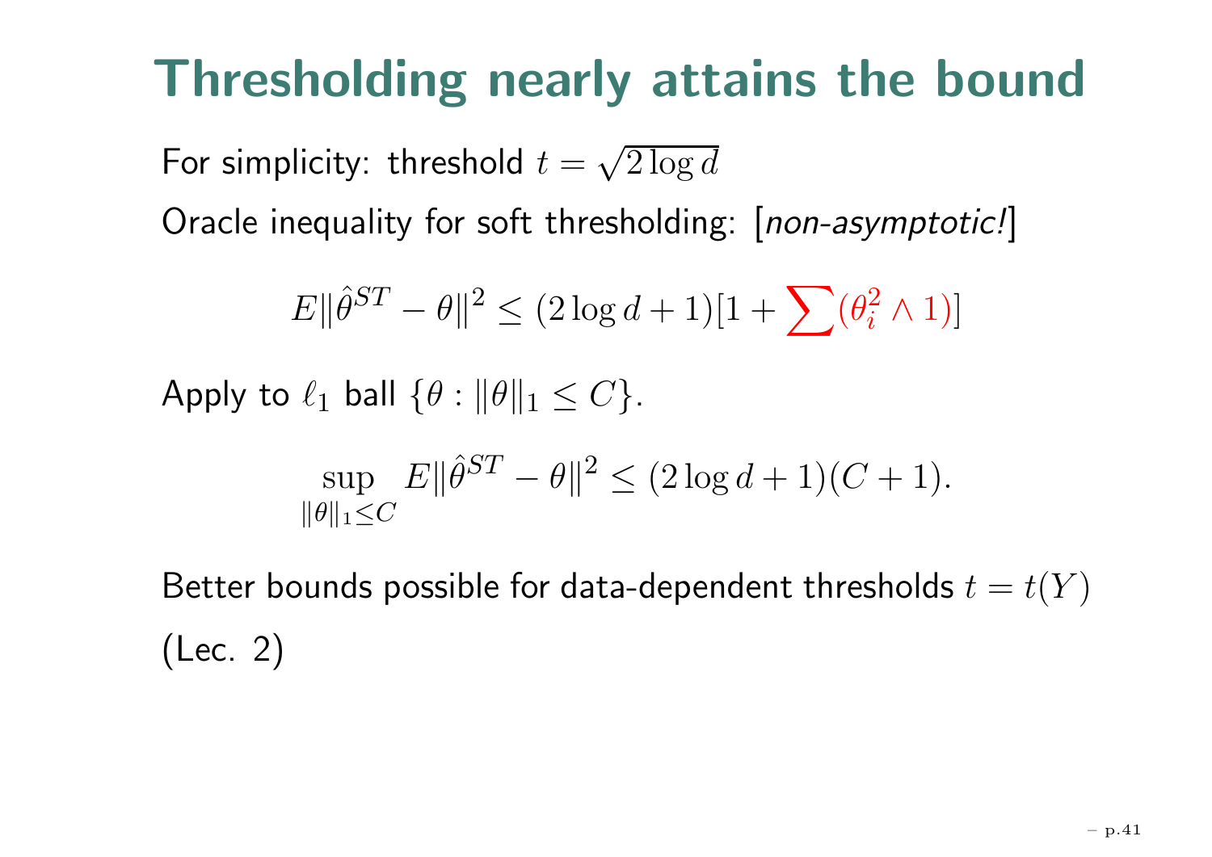# Thresholding nearly attains the bound

For simplicity: threshold $t = \sqrt{2 \log d}$

Oracle inequality for soft thresholding: [*non-asymptotic!*]

$$E\|\hat{\theta}^{ST} - \theta\|^2 \leq (2 \log d + 1)[1 + \sum(\theta_i^2 \wedge 1)]$$

Apply to $\ell_1$ ball $\{\theta : \|\theta\|_1 \leq C\}$.

$$\sup_{\|\theta\|_1 \leq C} E\|\hat{\theta}^{ST} - \theta\|^2 \leq (2 \log d + 1)(C + 1).$$

Better bounds possible for data-dependent thresholds $t = t(Y)$ (Lec. 2)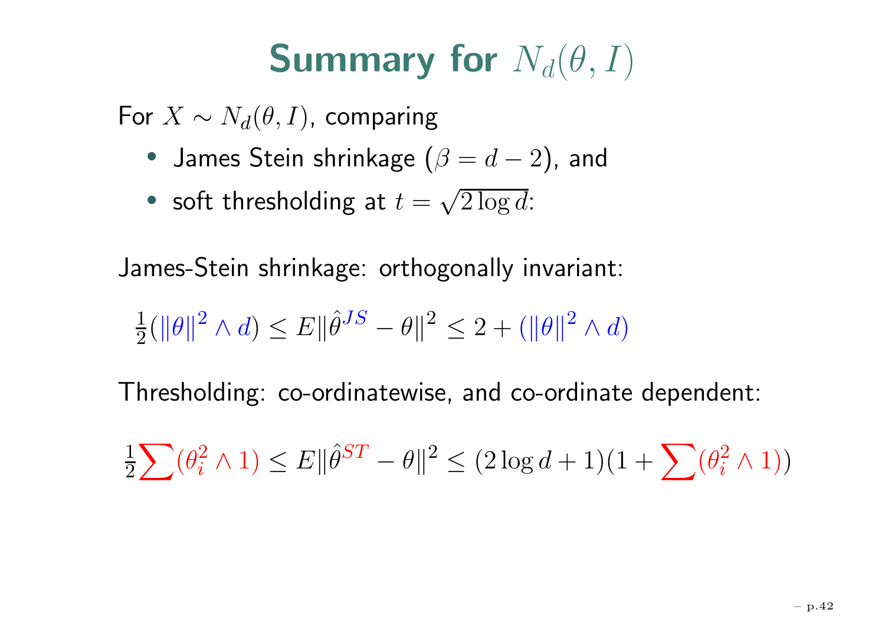# Summary for $N_d(\theta, I)$

For $X \sim N_d(\theta, I)$, comparing

- James Stein shrinkage ($\beta = d - 2$), and
- soft thresholding at $t = \sqrt{2 \log d}$:

James-Stein shrinkage: orthogonally invariant:

$$\frac{1}{2}(\|\theta\|^2 \wedge d) \leq E\|\hat{\theta}^{JS} - \theta\|^2 \leq 2 + (\|\theta\|^2 \wedge d)$$

Thresholding: co-ordinatewise, and co-ordinate dependent:

$$\frac{1}{2}\sum(\theta_i^2 \wedge 1) \leq E\|\hat{\theta}^{ST} - \theta\|^2 \leq (2\log d + 1)(1 + \sum(\theta_i^2 \wedge 1))$$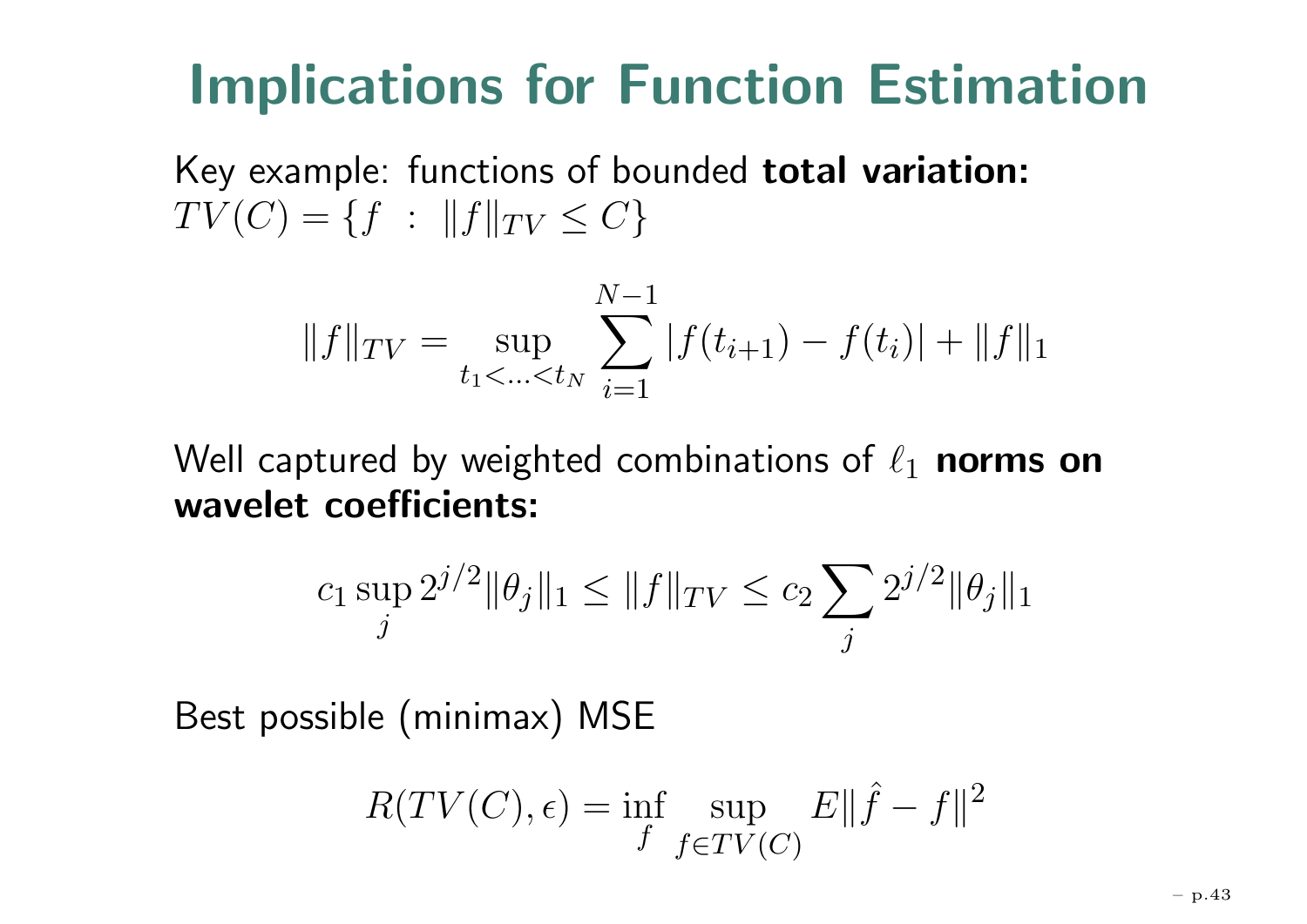# Implications for Function Estimation

Key example: functions of bounded **total variation:** $TV(C) = \{f \ : \ \|f\|_{TV} \le C\}$

$$
\|f\|_{TV} = \sup_{t_1 < \ldots < t_N} \sum_{i=1}^{N-1} |f(t_{i+1}) - f(t_i)| + \|f\|_1
$$

Well captured by weighted combinations of $\ell_1$ **norms on wavelet coefficients:**

$$
c_1 \sup_j 2^{j/2} \|\theta_j\|_1 \le \|f\|_{TV} \le c_2 \sum_j 2^{j/2} \|\theta_j\|_1
$$

Best possible (minimax) MSE

$$
R(TV(C), \epsilon) = \inf_{\hat{f}} \sup_{f \in TV(C)} E\|\hat{f} - f\|^2
$$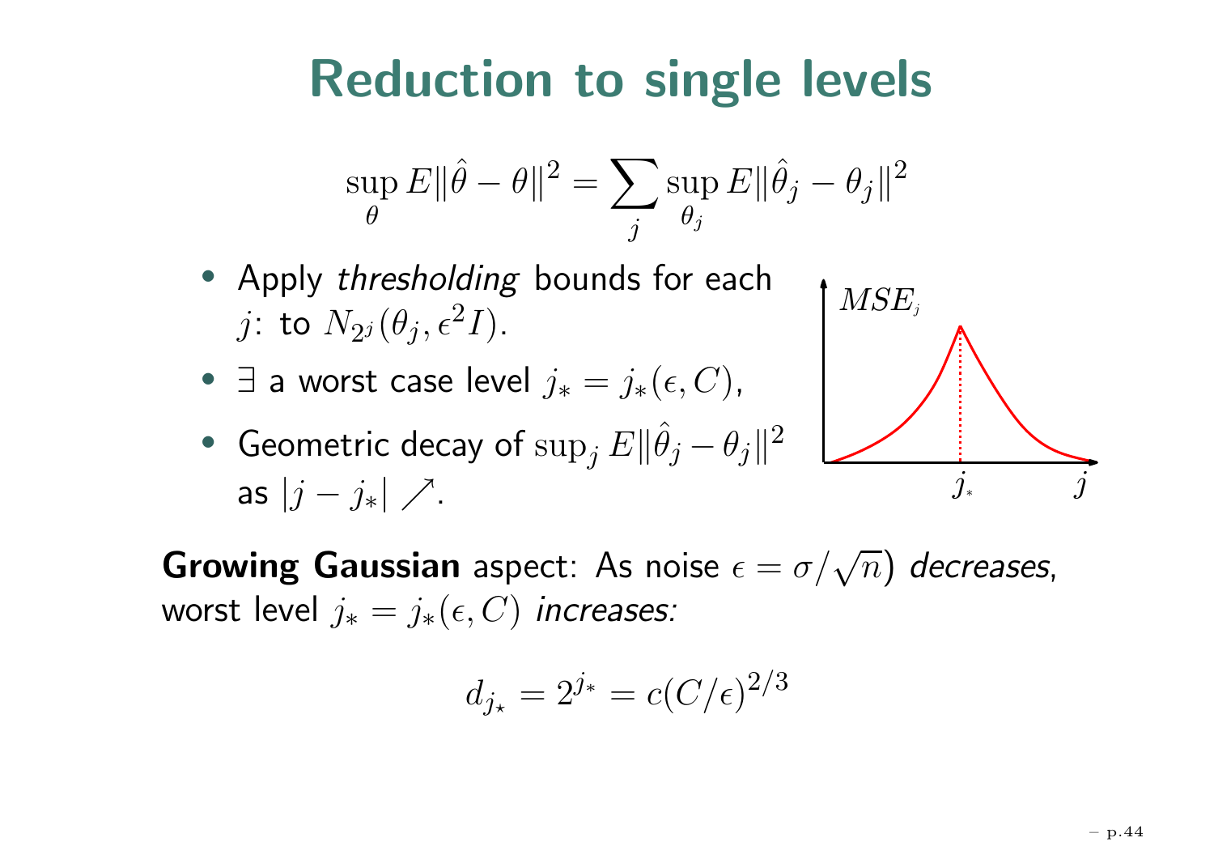# Reduction to single levels

$$\sup_{\theta} E\|\hat{\theta} - \theta\|^2 = \sum_j \sup_{\theta_j} E\|\hat{\theta}_j - \theta_j\|^2$$

- Apply *thresholding* bounds for each $j$: to $N_{2^j}(\theta_j, \epsilon^2 I)$.
- $\exists$ a worst case level $j_* = j_*(\epsilon, C)$,
- Geometric decay of $\sup_j E\|\hat{\theta}_j - \theta_j\|^2$ as $|j - j_*| \nearrow$.

**Growing Gaussian** aspect: As noise $\epsilon = \sigma/\sqrt{n}$) *decreases*, worst level $j_* = j_*(\epsilon, C)$ *increases:*

$$d_{j_*} = 2^{j_*} = c(C/\epsilon)^{2/3}$$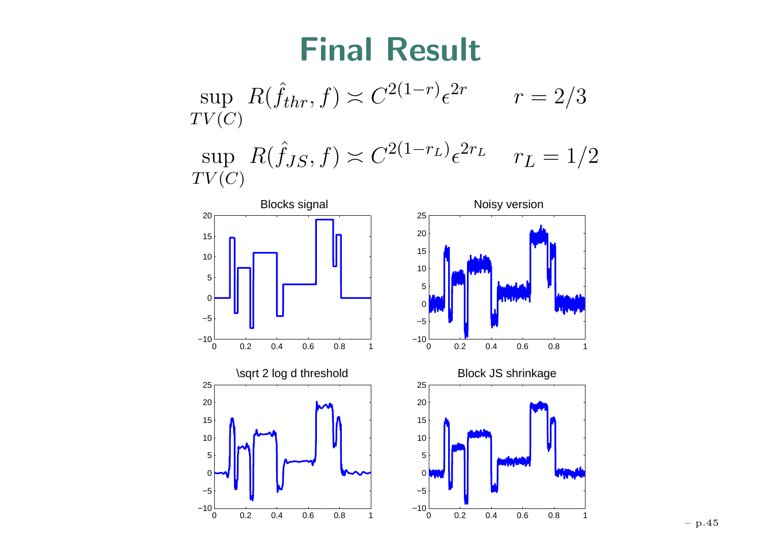# Final Result

$$\sup_{TV(C)} R(\hat{f}_{thr}, f) \asymp C^{2(1-r)} \epsilon^{2r} \qquad r = 2/3$$

$$\sup_{TV(C)} R(\hat{f}_{JS}, f) \asymp C^{2(1-r_L)} \epsilon^{2r_L} \qquad r_L = 1/2$$

Blocks signal

Noisy version

\sqrt 2 log d threshold

Block JS shrinkage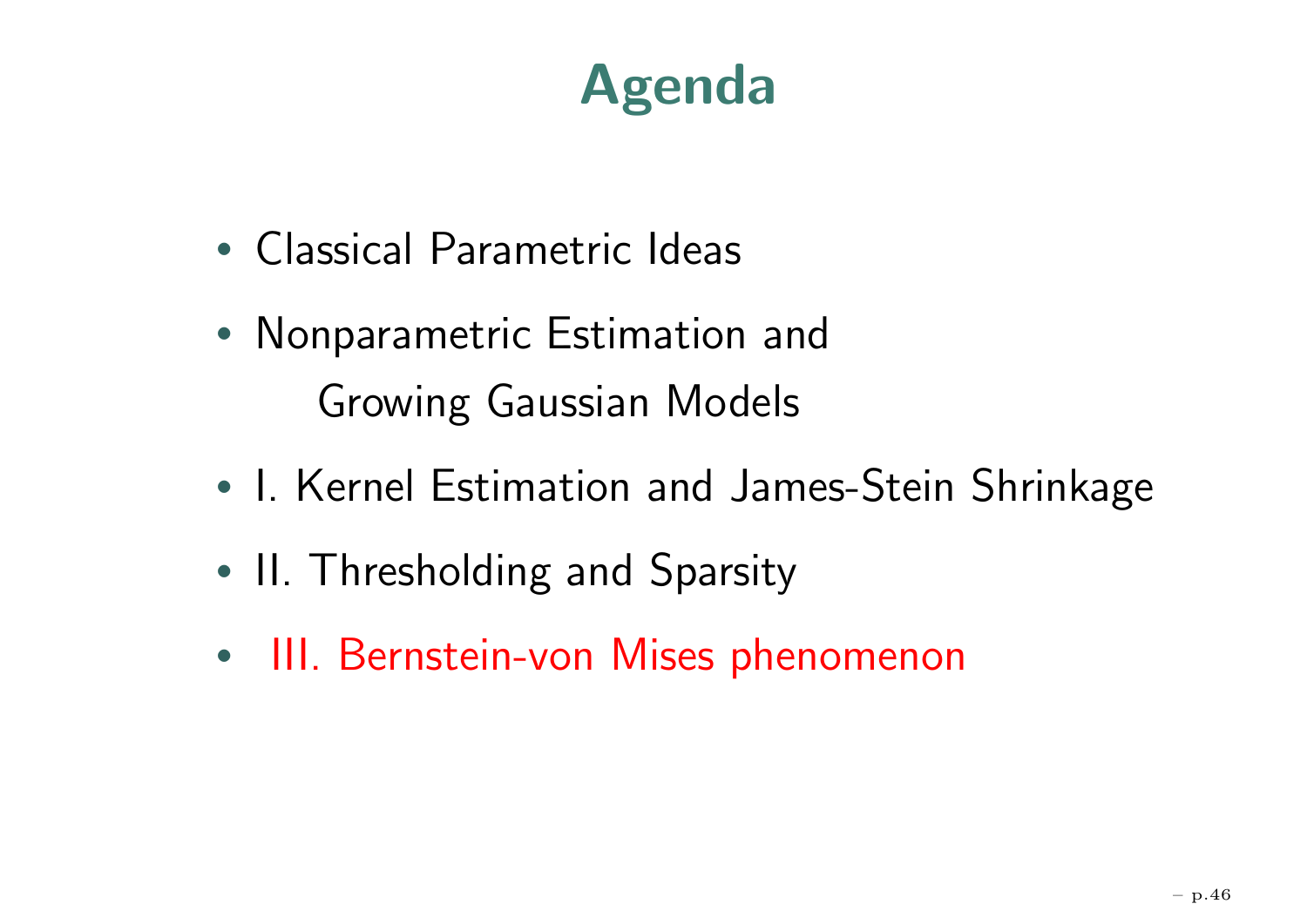# Agenda

- Classical Parametric Ideas
- Nonparametric Estimation and
  Growing Gaussian Models
- I. Kernel Estimation and James-Stein Shrinkage
- II. Thresholding and Sparsity
- III. Bernstein-von Mises phenomenon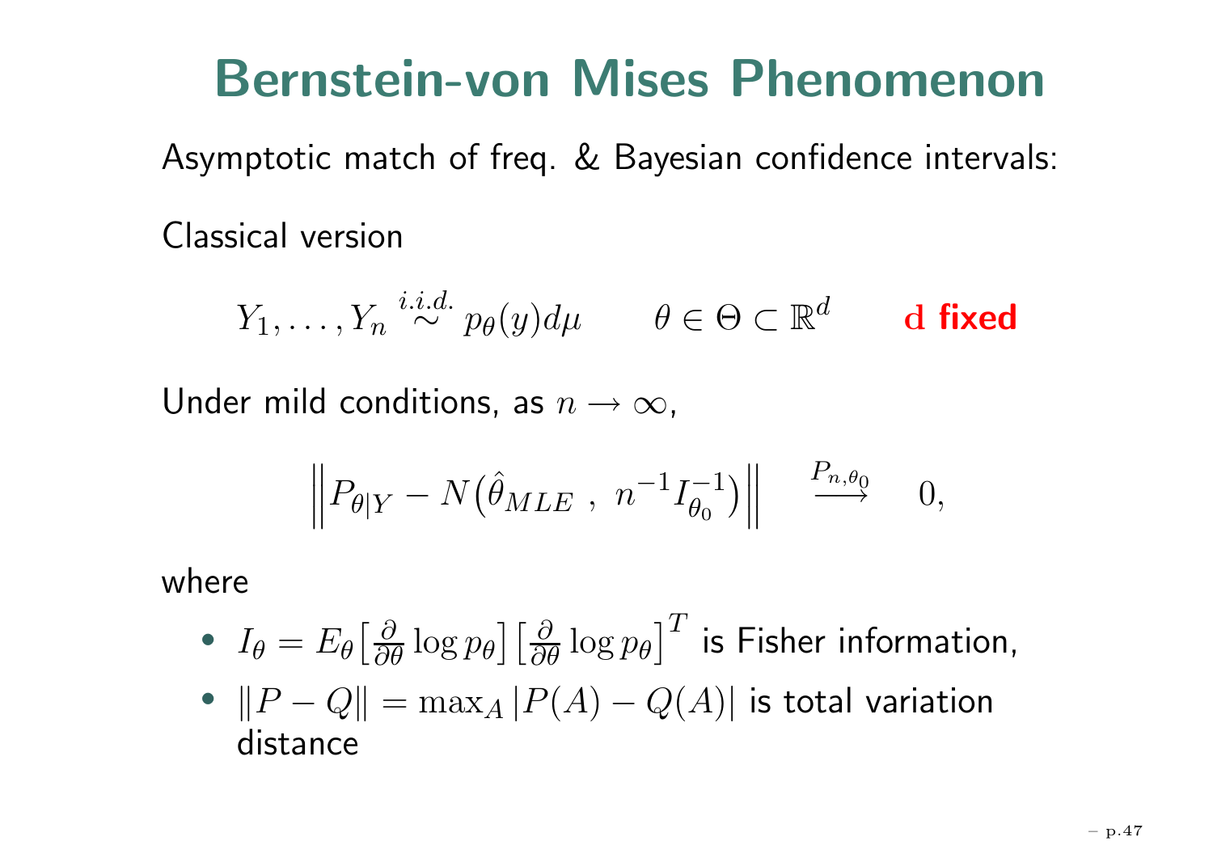# Bernstein-von Mises Phenomenon

Asymptotic match of freq. & Bayesian confidence intervals:

Classical version

$$Y_1, \ldots, Y_n \overset{i.i.d.}{\sim} p_\theta(y) d\mu \qquad \theta \in \Theta \subset \mathbb{R}^d \qquad \textbf{d fixed}$$

Under mild conditions, as $n \to \infty$,

$$\left\| P_{\theta|Y} - N\big(\hat{\theta}_{MLE}\ ,\ n^{-1} I_{\theta_0}^{-1}\big) \right\| \quad \overset{P_{n,\theta_0}}{\longrightarrow} \quad 0,$$

where

- $I_\theta = E_\theta \big[\frac{\partial}{\partial \theta} \log p_\theta\big] \big[\frac{\partial}{\partial \theta} \log p_\theta\big]^T$ is Fisher information,
- $\|P - Q\| = \max_A |P(A) - Q(A)|$ is total variation distance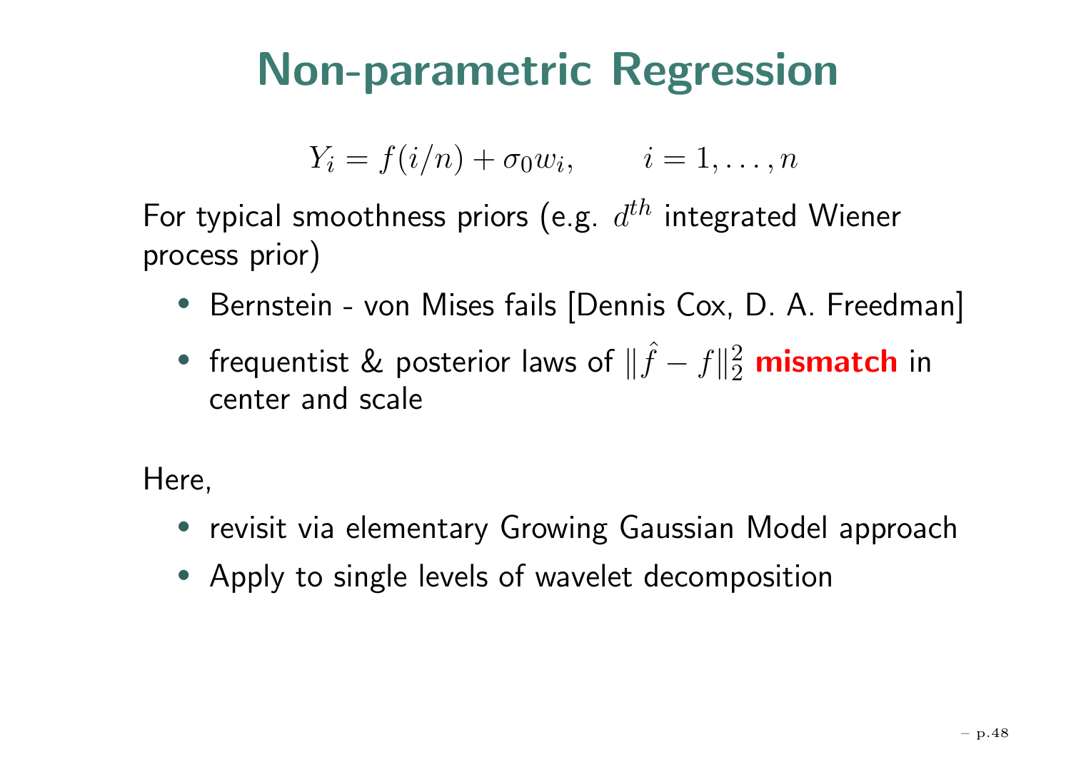# Non-parametric Regression

$$Y_i = f(i/n) + \sigma_0 w_i, \qquad i = 1, \ldots, n$$

For typical smoothness priors (e.g. $d^{th}$ integrated Wiener process prior)

- Bernstein - von Mises fails [Dennis Cox, D. A. Freedman]
- frequentist & posterior laws of $\|\hat{f} - f\|_2^2$ **mismatch** in center and scale

Here,

- revisit via elementary Growing Gaussian Model approach
- Apply to single levels of wavelet decomposition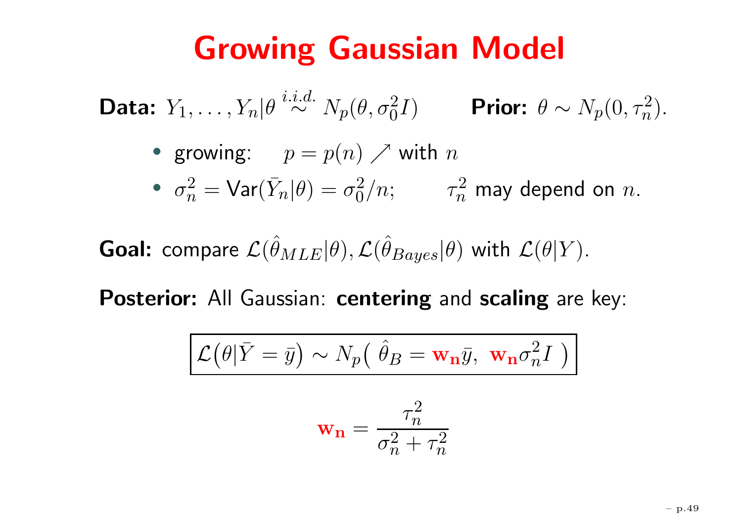# Growing Gaussian Model

**Data:** $Y_1, \ldots, Y_n | \theta \overset{i.i.d.}{\sim} N_p(\theta, \sigma_0^2 I)$ **Prior:** $\theta \sim N_p(0, \tau_n^2)$.

- growing: $p = p(n) \nearrow$ with $n$
- $\sigma_n^2 = \mathsf{Var}(\bar{Y}_n | \theta) = \sigma_0^2 / n$; $\tau_n^2$ may depend on $n$.

**Goal:** compare $\mathcal{L}(\hat{\theta}_{MLE} | \theta), \mathcal{L}(\hat{\theta}_{Bayes} | \theta)$ with $\mathcal{L}(\theta | Y)$.

**Posterior:** All Gaussian: **centering** and **scaling** are key:

$$\boxed{\mathcal{L}\big(\theta | \bar{Y} = \bar{y}\big) \sim N_p\big( \, \hat{\theta}_B = \mathbf{w_n} \bar{y}, \ \mathbf{w_n} \sigma_n^2 I \, \big)}$$

$$\mathbf{w_n} = \frac{\tau_n^2}{\sigma_n^2 + \tau_n^2}$$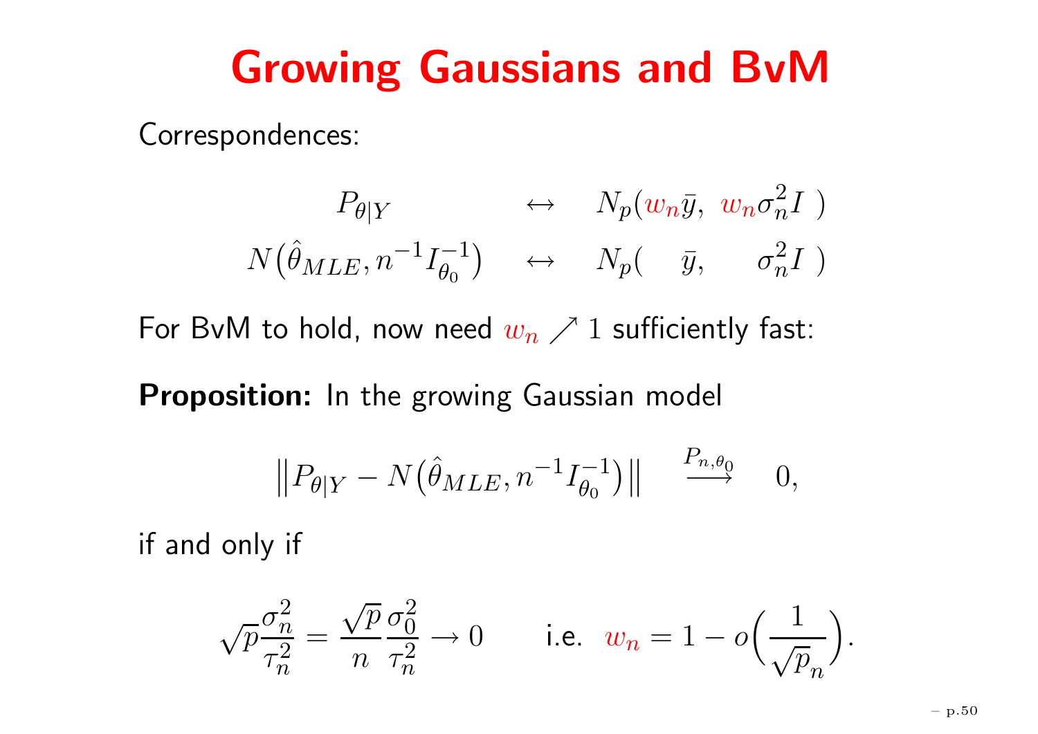# Growing Gaussians and BvM

Correspondences:

$$
\begin{array}{ccc}
P_{\theta|Y} & \leftrightarrow & N_p(w_n \bar{y},\ w_n \sigma_n^2 I\ ) \\
N\big(\hat{\theta}_{MLE}, n^{-1} I_{\theta_0}^{-1}\big) & \leftrightarrow & N_p(\quad \bar{y}, \quad\ \ \sigma_n^2 I\ )
\end{array}
$$

For BvM to hold, now need $w_n \nearrow 1$ sufficiently fast:

**Proposition:** In the growing Gaussian model

$$
\big\| P_{\theta|Y} - N\big(\hat{\theta}_{MLE}, n^{-1} I_{\theta_0}^{-1}\big) \big\| \quad \overset{P_{n,\theta_0}}{\longrightarrow} \quad 0,
$$

if and only if

$$
\sqrt{p} \frac{\sigma_n^2}{\tau_n^2} = \frac{\sqrt{p}}{n} \frac{\sigma_0^2}{\tau_n^2} \to 0 \qquad \text{i.e.} \ \ w_n = 1 - o\Big(\frac{1}{\sqrt{p}_n}\Big).
$$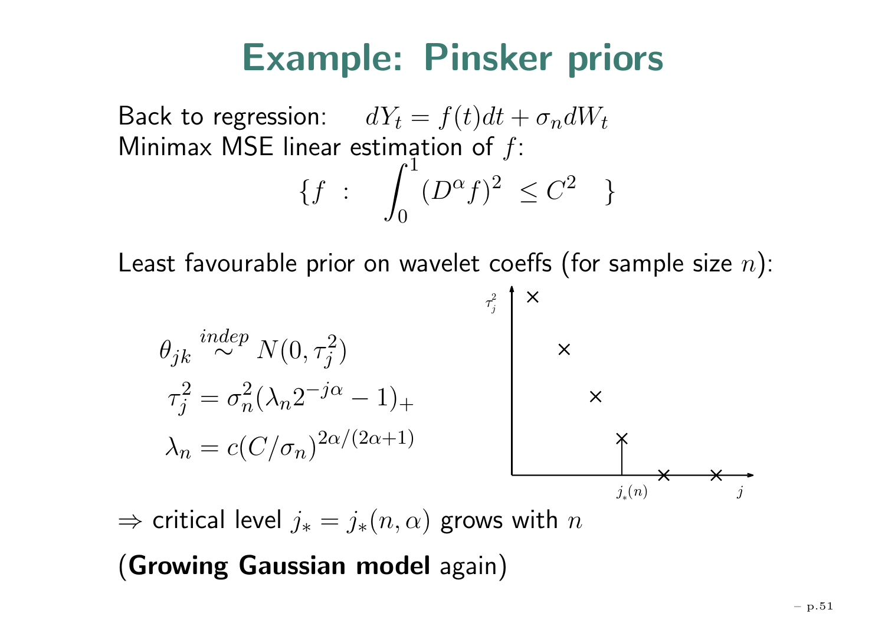# Example: Pinsker priors

Back to regression: $dY_t = f(t)dt + \sigma_n dW_t$

Minimax MSE linear estimation of $f$:

$$\{f \ : \ \int_0^1 (D^\alpha f)^2 \le C^2 \ \}$$

Least favourable prior on wavelet coeffs (for sample size $n$):

$$\theta_{jk} \stackrel{indep}{\sim} N(0, \tau_j^2)$$

$$\tau_j^2 = \sigma_n^2(\lambda_n 2^{-j\alpha} - 1)_+$$

$$\lambda_n = c(C/\sigma_n)^{2\alpha/(2\alpha+1)}$$

$\Rightarrow$ critical level $j_* = j_*(n, \alpha)$ grows with $n$

(**Growing Gaussian model** again)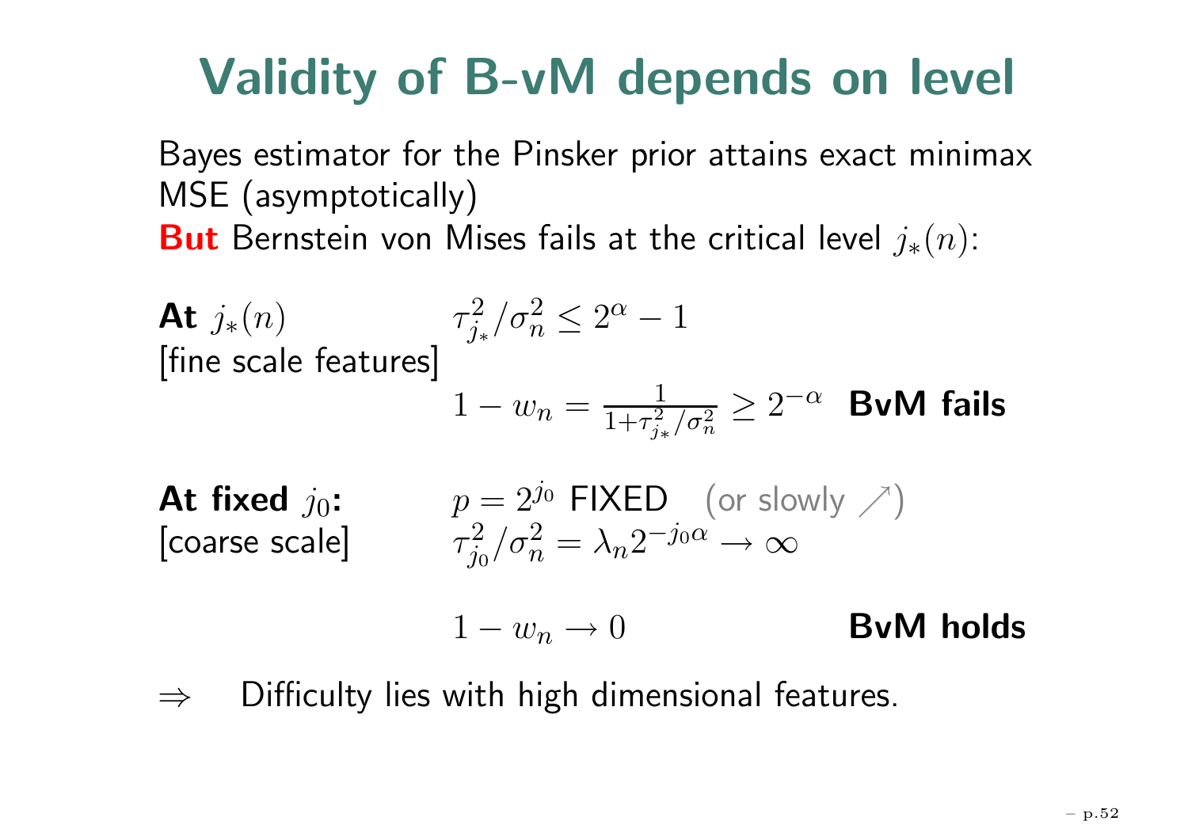# Validity of B-vM depends on level

Bayes estimator for the Pinsker prior attains exact minimax MSE (asymptotically)
**But** Bernstein von Mises fails at the critical level $j_*(n)$:

**At** $j_*(n)$ $\quad \tau^2_{j_*}/\sigma^2_n \le 2^\alpha - 1$
[fine scale features]

$$1 - w_n = \frac{1}{1+\tau^2_{j_*}/\sigma^2_n} \ge 2^{-\alpha} \quad \textbf{BvM fails}$$

**At fixed** $j_0$**:** $\quad p = 2^{j_0}$ FIXED (or slowly $\nearrow$)
[coarse scale] $\quad \tau^2_{j_0}/\sigma^2_n = \lambda_n 2^{-j_0\alpha} \to \infty$

$$1 - w_n \to 0 \qquad \textbf{BvM holds}$$

$\Rightarrow$ Difficulty lies with high dimensional features.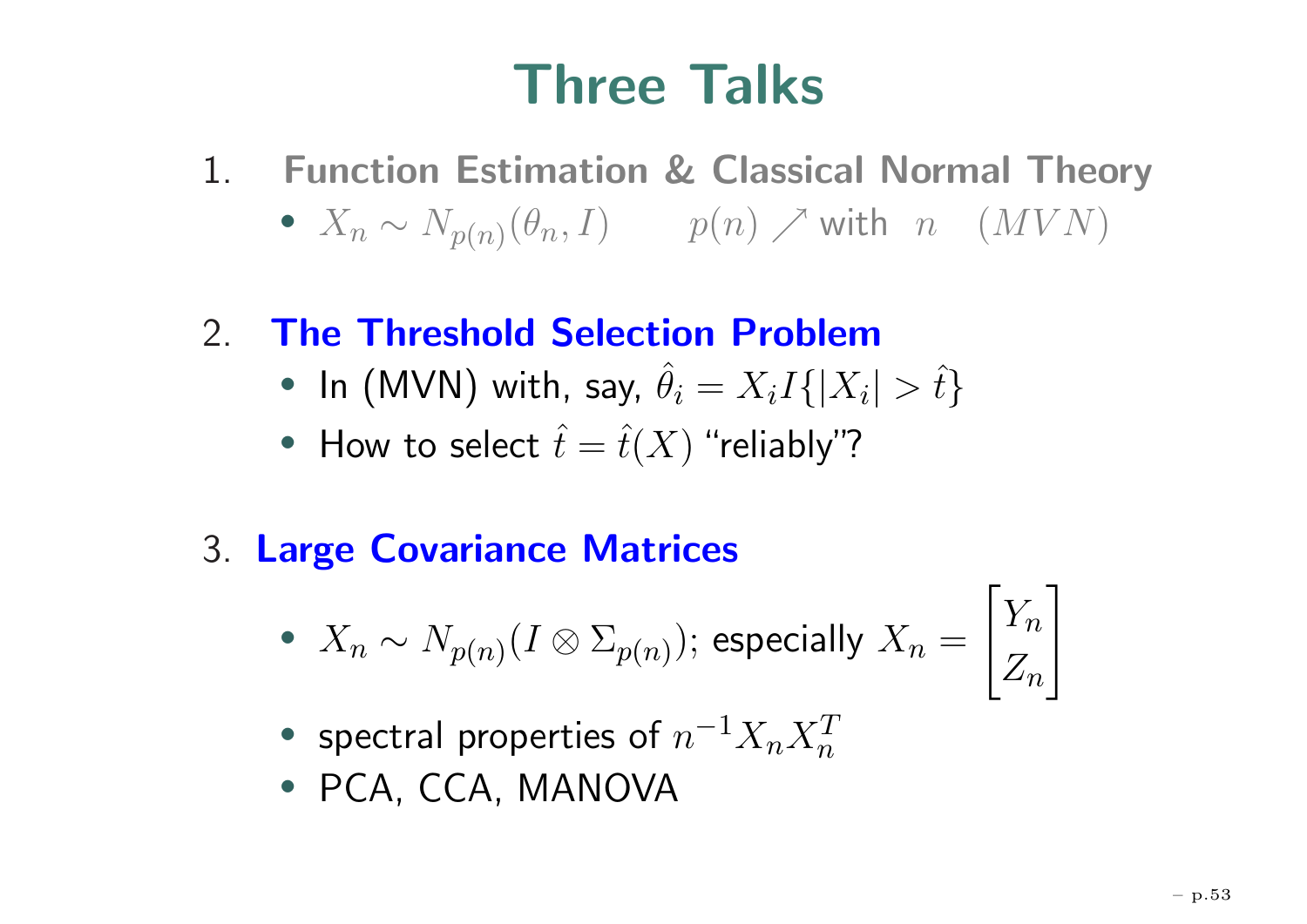# Three Talks

1. **Function Estimation & Classical Normal Theory**
   - $X_n \sim N_{p(n)}(\theta_n, I) \qquad p(n) \nearrow$ with $n \quad (MVN)$

2. **The Threshold Selection Problem**
   - In (MVN) with, say, $\hat{\theta}_i = X_i I\{|X_i| > \hat{t}\}$
   - How to select $\hat{t} = \hat{t}(X)$ "reliably"?

3. **Large Covariance Matrices**
   - $X_n \sim N_{p(n)}(I \otimes \Sigma_{p(n)})$; especially $X_n = \begin{bmatrix} Y_n \\ Z_n \end{bmatrix}$
   - spectral properties of $n^{-1} X_n X_n^T$
   - PCA, CCA, MANOVA